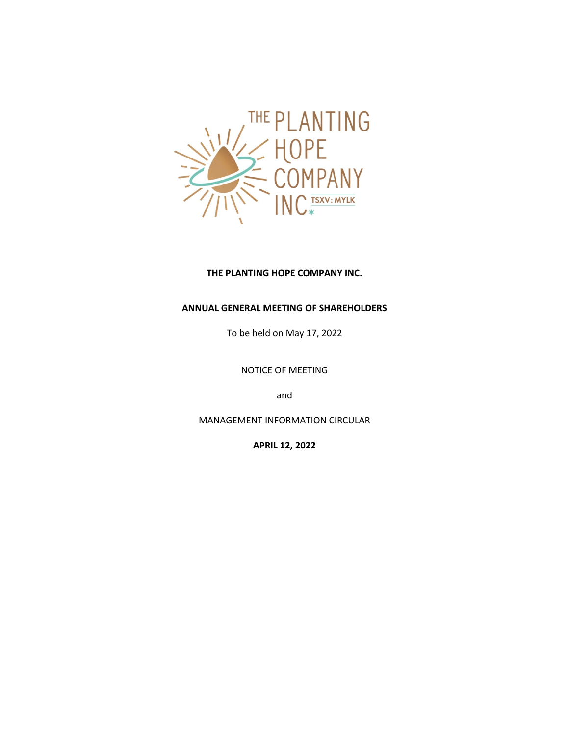**THE PLANTING HOPE COMPANY INC.**

**ANNUAL GENERAL MEETING OF SHAREHOLDERS**

To be held on May 17, 2022

NOTICE OF MEETING

and

MANAGEMENT INFORMATION CIRCULAR

**APRIL 12, 2022**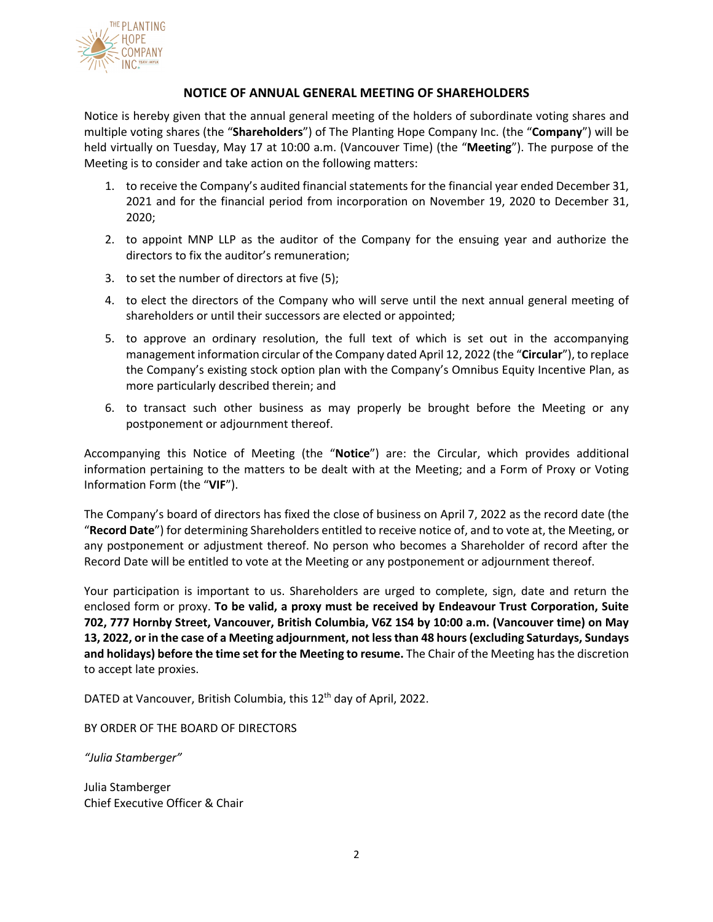## NOTICE OF ANNUAL GENERAL MEETING OF SHAREHOLDERS

Notice is hereby given that the annual general meeting of the holders of subordinate voting shares and multiple voting shares (the "**Shareholders**") of The Planting Hope Company Inc. (the "**Company**") will be held virtually on Tuesday, May 17 at 10:00 a.m. (Vancouver Time) (the "**Meeting**"). The purpose of the Meeting is to consider and take action on the following matters:

1. to receive the Company's audited financial statements for the financial year ended December 31, 2021 and for the financial period from incorporation on November 19, 2020 to December 31, 2020;
2. to appoint MNP LLP as the auditor of the Company for the ensuing year and authorize the directors to fix the auditor's remuneration;
3. to set the number of directors at five (5);
4. to elect the directors of the Company who will serve until the next annual general meeting of shareholders or until their successors are elected or appointed;
5. to approve an ordinary resolution, the full text of which is set out in the accompanying management information circular of the Company dated April 12, 2022 (the "**Circular**"), to replace the Company's existing stock option plan with the Company's Omnibus Equity Incentive Plan, as more particularly described therein; and
6. to transact such other business as may properly be brought before the Meeting or any postponement or adjournment thereof.

Accompanying this Notice of Meeting (the "**Notice**") are: the Circular, which provides additional information pertaining to the matters to be dealt with at the Meeting; and a Form of Proxy or Voting Information Form (the "**VIF**").

The Company's board of directors has fixed the close of business on April 7, 2022 as the record date (the "**Record Date**") for determining Shareholders entitled to receive notice of, and to vote at, the Meeting, or any postponement or adjustment thereof. No person who becomes a Shareholder of record after the Record Date will be entitled to vote at the Meeting or any postponement or adjournment thereof.

Your participation is important to us. Shareholders are urged to complete, sign, date and return the enclosed form or proxy. **To be valid, a proxy must be received by Endeavour Trust Corporation, Suite 702, 777 Hornby Street, Vancouver, British Columbia, V6Z 1S4 by 10:00 a.m. (Vancouver time) on May 13, 2022, or in the case of a Meeting adjournment, not less than 48 hours (excluding Saturdays, Sundays and holidays) before the time set for the Meeting to resume.** The Chair of the Meeting has the discretion to accept late proxies.

DATED at Vancouver, British Columbia, this 12th day of April, 2022.

BY ORDER OF THE BOARD OF DIRECTORS

*"Julia Stamberger"*

Julia Stamberger
Chief Executive Officer & Chair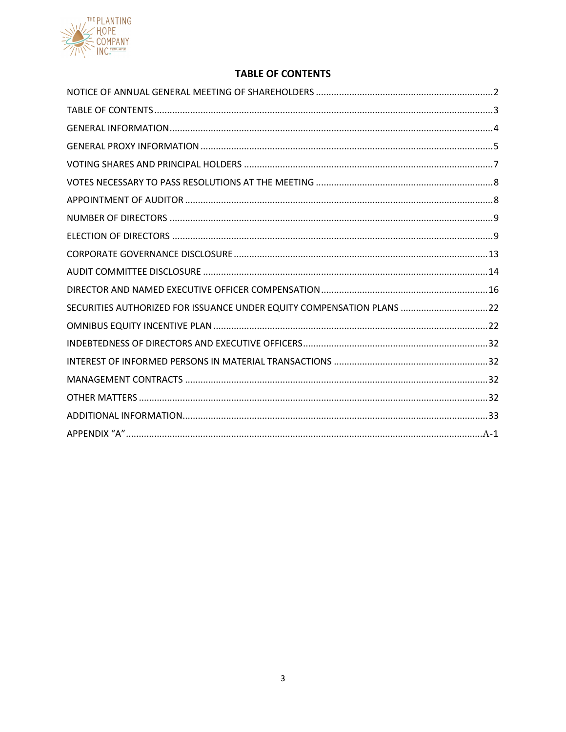## TABLE OF CONTENTS

| | |
|---|---|
| NOTICE OF ANNUAL GENERAL MEETING OF SHAREHOLDERS | 2 |
| TABLE OF CONTENTS | 3 |
| GENERAL INFORMATION | 4 |
| GENERAL PROXY INFORMATION | 5 |
| VOTING SHARES AND PRINCIPAL HOLDERS | 7 |
| VOTES NECESSARY TO PASS RESOLUTIONS AT THE MEETING | 8 |
| APPOINTMENT OF AUDITOR | 8 |
| NUMBER OF DIRECTORS | 9 |
| ELECTION OF DIRECTORS | 9 |
| CORPORATE GOVERNANCE DISCLOSURE | 13 |
| AUDIT COMMITTEE DISCLOSURE | 14 |
| DIRECTOR AND NAMED EXECUTIVE OFFICER COMPENSATION | 16 |
| SECURITIES AUTHORIZED FOR ISSUANCE UNDER EQUITY COMPENSATION PLANS | 22 |
| OMNIBUS EQUITY INCENTIVE PLAN | 22 |
| INDEBTEDNESS OF DIRECTORS AND EXECUTIVE OFFICERS | 32 |
| INTEREST OF INFORMED PERSONS IN MATERIAL TRANSACTIONS | 32 |
| MANAGEMENT CONTRACTS | 32 |
| OTHER MATTERS | 32 |
| ADDITIONAL INFORMATION | 33 |
| APPENDIX "A" | A-1 |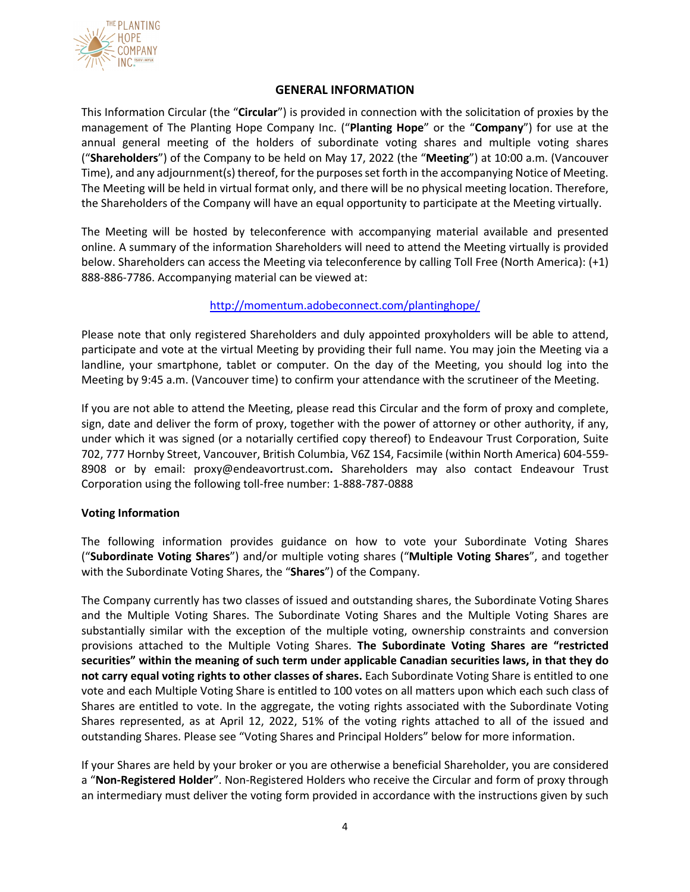## GENERAL INFORMATION

This Information Circular (the "**Circular**") is provided in connection with the solicitation of proxies by the management of The Planting Hope Company Inc. ("**Planting Hope**" or the "**Company**") for use at the annual general meeting of the holders of subordinate voting shares and multiple voting shares ("**Shareholders**") of the Company to be held on May 17, 2022 (the "**Meeting**") at 10:00 a.m. (Vancouver Time), and any adjournment(s) thereof, for the purposes set forth in the accompanying Notice of Meeting. The Meeting will be held in virtual format only, and there will be no physical meeting location. Therefore, the Shareholders of the Company will have an equal opportunity to participate at the Meeting virtually.

The Meeting will be hosted by teleconference with accompanying material available and presented online. A summary of the information Shareholders will need to attend the Meeting virtually is provided below. Shareholders can access the Meeting via teleconference by calling Toll Free (North America): (+1) 888-886-7786. Accompanying material can be viewed at:

http://momentum.adobeconnect.com/plantinghope/

Please note that only registered Shareholders and duly appointed proxyholders will be able to attend, participate and vote at the virtual Meeting by providing their full name. You may join the Meeting via a landline, your smartphone, tablet or computer. On the day of the Meeting, you should log into the Meeting by 9:45 a.m. (Vancouver time) to confirm your attendance with the scrutineer of the Meeting.

If you are not able to attend the Meeting, please read this Circular and the form of proxy and complete, sign, date and deliver the form of proxy, together with the power of attorney or other authority, if any, under which it was signed (or a notarially certified copy thereof) to Endeavour Trust Corporation, Suite 702, 777 Hornby Street, Vancouver, British Columbia, V6Z 1S4, Facsimile (within North America) 604-559-8908 or by email: proxy@endeavortrust.com**.** Shareholders may also contact Endeavour Trust Corporation using the following toll-free number: 1-888-787-0888

**Voting Information**

The following information provides guidance on how to vote your Subordinate Voting Shares ("**Subordinate Voting Shares**") and/or multiple voting shares ("**Multiple Voting Shares**", and together with the Subordinate Voting Shares, the "**Shares**") of the Company.

The Company currently has two classes of issued and outstanding shares, the Subordinate Voting Shares and the Multiple Voting Shares. The Subordinate Voting Shares and the Multiple Voting Shares are substantially similar with the exception of the multiple voting, ownership constraints and conversion provisions attached to the Multiple Voting Shares. **The Subordinate Voting Shares are "restricted securities" within the meaning of such term under applicable Canadian securities laws, in that they do not carry equal voting rights to other classes of shares.** Each Subordinate Voting Share is entitled to one vote and each Multiple Voting Share is entitled to 100 votes on all matters upon which each such class of Shares are entitled to vote. In the aggregate, the voting rights associated with the Subordinate Voting Shares represented, as at April 12, 2022, 51% of the voting rights attached to all of the issued and outstanding Shares. Please see "Voting Shares and Principal Holders" below for more information.

If your Shares are held by your broker or you are otherwise a beneficial Shareholder, you are considered a "**Non-Registered Holder**". Non-Registered Holders who receive the Circular and form of proxy through an intermediary must deliver the voting form provided in accordance with the instructions given by such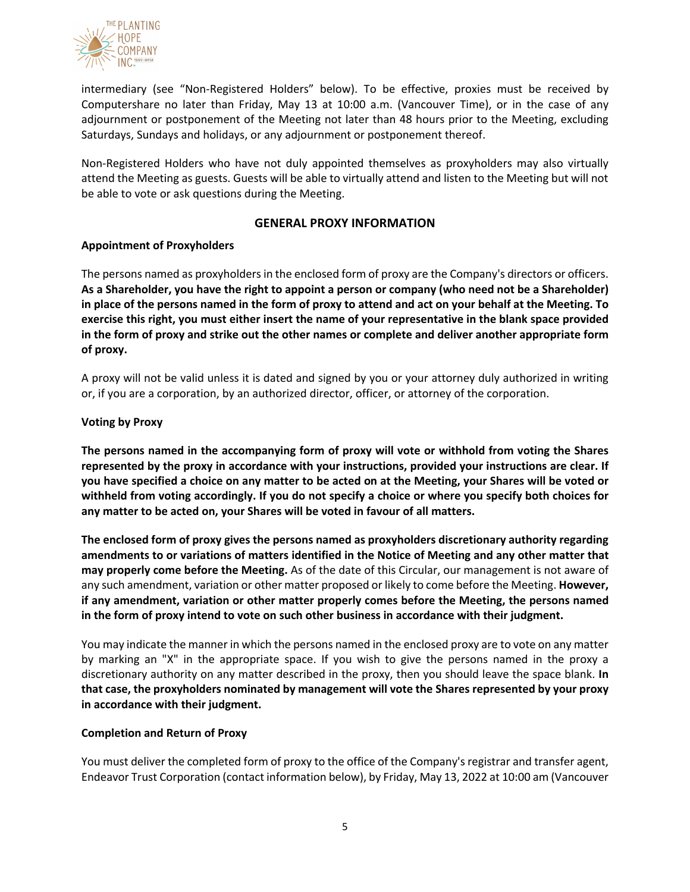intermediary (see "Non-Registered Holders" below). To be effective, proxies must be received by Computershare no later than Friday, May 13 at 10:00 a.m. (Vancouver Time), or in the case of any adjournment or postponement of the Meeting not later than 48 hours prior to the Meeting, excluding Saturdays, Sundays and holidays, or any adjournment or postponement thereof.

Non-Registered Holders who have not duly appointed themselves as proxyholders may also virtually attend the Meeting as guests. Guests will be able to virtually attend and listen to the Meeting but will not be able to vote or ask questions during the Meeting.

## GENERAL PROXY INFORMATION

### Appointment of Proxyholders

The persons named as proxyholders in the enclosed form of proxy are the Company's directors or officers. **As a Shareholder, you have the right to appoint a person or company (who need not be a Shareholder) in place of the persons named in the form of proxy to attend and act on your behalf at the Meeting. To exercise this right, you must either insert the name of your representative in the blank space provided in the form of proxy and strike out the other names or complete and deliver another appropriate form of proxy.**

A proxy will not be valid unless it is dated and signed by you or your attorney duly authorized in writing or, if you are a corporation, by an authorized director, officer, or attorney of the corporation.

### Voting by Proxy

**The persons named in the accompanying form of proxy will vote or withhold from voting the Shares represented by the proxy in accordance with your instructions, provided your instructions are clear. If you have specified a choice on any matter to be acted on at the Meeting, your Shares will be voted or withheld from voting accordingly. If you do not specify a choice or where you specify both choices for any matter to be acted on, your Shares will be voted in favour of all matters.**

**The enclosed form of proxy gives the persons named as proxyholders discretionary authority regarding amendments to or variations of matters identified in the Notice of Meeting and any other matter that may properly come before the Meeting.** As of the date of this Circular, our management is not aware of any such amendment, variation or other matter proposed or likely to come before the Meeting. **However, if any amendment, variation or other matter properly comes before the Meeting, the persons named in the form of proxy intend to vote on such other business in accordance with their judgment.**

You may indicate the manner in which the persons named in the enclosed proxy are to vote on any matter by marking an "X" in the appropriate space. If you wish to give the persons named in the proxy a discretionary authority on any matter described in the proxy, then you should leave the space blank. **In that case, the proxyholders nominated by management will vote the Shares represented by your proxy in accordance with their judgment.**

### Completion and Return of Proxy

You must deliver the completed form of proxy to the office of the Company's registrar and transfer agent, Endeavor Trust Corporation (contact information below), by Friday, May 13, 2022 at 10:00 am (Vancouver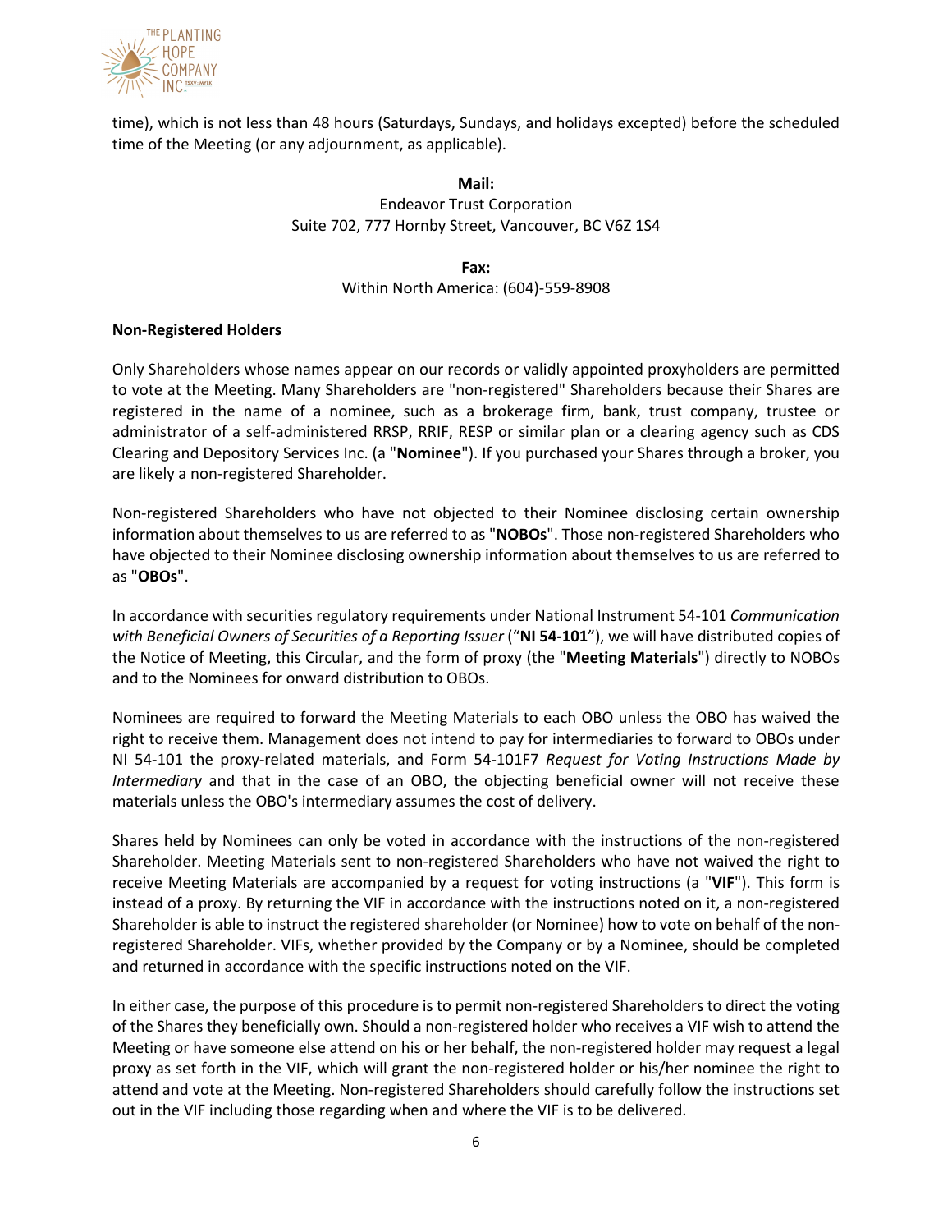time), which is not less than 48 hours (Saturdays, Sundays, and holidays excepted) before the scheduled time of the Meeting (or any adjournment, as applicable).

**Mail:**
Endeavor Trust Corporation
Suite 702, 777 Hornby Street, Vancouver, BC V6Z 1S4

**Fax:**
Within North America: (604)-559-8908

**Non-Registered Holders**

Only Shareholders whose names appear on our records or validly appointed proxyholders are permitted to vote at the Meeting. Many Shareholders are "non-registered" Shareholders because their Shares are registered in the name of a nominee, such as a brokerage firm, bank, trust company, trustee or administrator of a self-administered RRSP, RRIF, RESP or similar plan or a clearing agency such as CDS Clearing and Depository Services Inc. (a "**Nominee**"). If you purchased your Shares through a broker, you are likely a non-registered Shareholder.

Non-registered Shareholders who have not objected to their Nominee disclosing certain ownership information about themselves to us are referred to as "**NOBOs**". Those non-registered Shareholders who have objected to their Nominee disclosing ownership information about themselves to us are referred to as "**OBOs**".

In accordance with securities regulatory requirements under National Instrument 54-101 *Communication with Beneficial Owners of Securities of a Reporting Issuer* ("**NI 54-101**"), we will have distributed copies of the Notice of Meeting, this Circular, and the form of proxy (the "**Meeting Materials**") directly to NOBOs and to the Nominees for onward distribution to OBOs.

Nominees are required to forward the Meeting Materials to each OBO unless the OBO has waived the right to receive them. Management does not intend to pay for intermediaries to forward to OBOs under NI 54-101 the proxy-related materials, and Form 54-101F7 *Request for Voting Instructions Made by Intermediary* and that in the case of an OBO, the objecting beneficial owner will not receive these materials unless the OBO's intermediary assumes the cost of delivery.

Shares held by Nominees can only be voted in accordance with the instructions of the non-registered Shareholder. Meeting Materials sent to non-registered Shareholders who have not waived the right to receive Meeting Materials are accompanied by a request for voting instructions (a "**VIF**"). This form is instead of a proxy. By returning the VIF in accordance with the instructions noted on it, a non-registered Shareholder is able to instruct the registered shareholder (or Nominee) how to vote on behalf of the non-registered Shareholder. VIFs, whether provided by the Company or by a Nominee, should be completed and returned in accordance with the specific instructions noted on the VIF.

In either case, the purpose of this procedure is to permit non-registered Shareholders to direct the voting of the Shares they beneficially own. Should a non-registered holder who receives a VIF wish to attend the Meeting or have someone else attend on his or her behalf, the non-registered holder may request a legal proxy as set forth in the VIF, which will grant the non-registered holder or his/her nominee the right to attend and vote at the Meeting. Non-registered Shareholders should carefully follow the instructions set out in the VIF including those regarding when and where the VIF is to be delivered.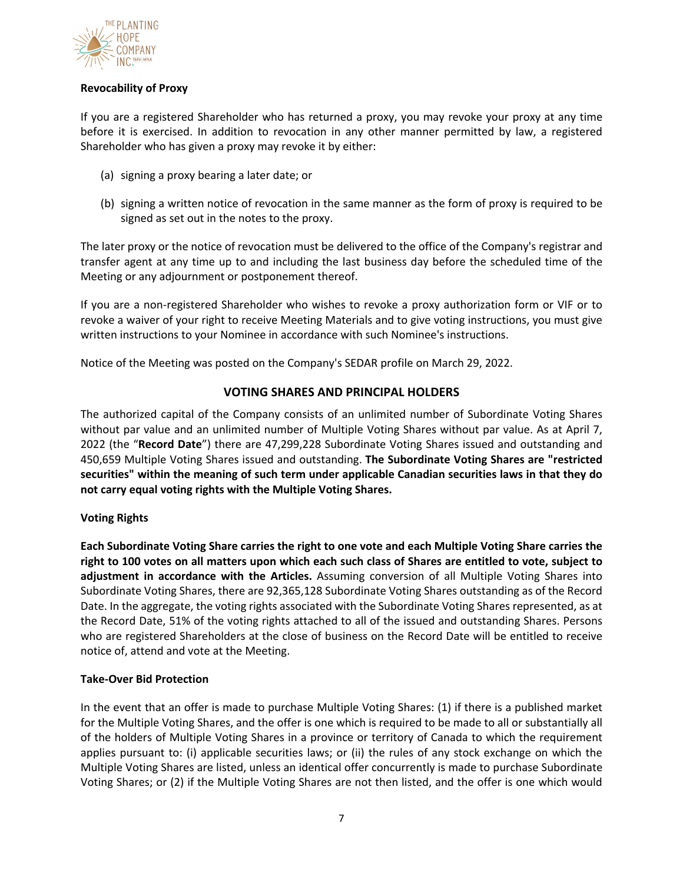**Revocability of Proxy**

If you are a registered Shareholder who has returned a proxy, you may revoke your proxy at any time before it is exercised. In addition to revocation in any other manner permitted by law, a registered Shareholder who has given a proxy may revoke it by either:

(a) signing a proxy bearing a later date; or

(b) signing a written notice of revocation in the same manner as the form of proxy is required to be signed as set out in the notes to the proxy.

The later proxy or the notice of revocation must be delivered to the office of the Company's registrar and transfer agent at any time up to and including the last business day before the scheduled time of the Meeting or any adjournment or postponement thereof.

If you are a non-registered Shareholder who wishes to revoke a proxy authorization form or VIF or to revoke a waiver of your right to receive Meeting Materials and to give voting instructions, you must give written instructions to your Nominee in accordance with such Nominee's instructions.

Notice of the Meeting was posted on the Company's SEDAR profile on March 29, 2022.

## VOTING SHARES AND PRINCIPAL HOLDERS

The authorized capital of the Company consists of an unlimited number of Subordinate Voting Shares without par value and an unlimited number of Multiple Voting Shares without par value. As at April 7, 2022 (the "**Record Date**") there are 47,299,228 Subordinate Voting Shares issued and outstanding and 450,659 Multiple Voting Shares issued and outstanding. **The Subordinate Voting Shares are "restricted securities" within the meaning of such term under applicable Canadian securities laws in that they do not carry equal voting rights with the Multiple Voting Shares.**

**Voting Rights**

**Each Subordinate Voting Share carries the right to one vote and each Multiple Voting Share carries the right to 100 votes on all matters upon which each such class of Shares are entitled to vote, subject to adjustment in accordance with the Articles.** Assuming conversion of all Multiple Voting Shares into Subordinate Voting Shares, there are 92,365,128 Subordinate Voting Shares outstanding as of the Record Date. In the aggregate, the voting rights associated with the Subordinate Voting Shares represented, as at the Record Date, 51% of the voting rights attached to all of the issued and outstanding Shares. Persons who are registered Shareholders at the close of business on the Record Date will be entitled to receive notice of, attend and vote at the Meeting.

**Take-Over Bid Protection**

In the event that an offer is made to purchase Multiple Voting Shares: (1) if there is a published market for the Multiple Voting Shares, and the offer is one which is required to be made to all or substantially all of the holders of Multiple Voting Shares in a province or territory of Canada to which the requirement applies pursuant to: (i) applicable securities laws; or (ii) the rules of any stock exchange on which the Multiple Voting Shares are listed, unless an identical offer concurrently is made to purchase Subordinate Voting Shares; or (2) if the Multiple Voting Shares are not then listed, and the offer is one which would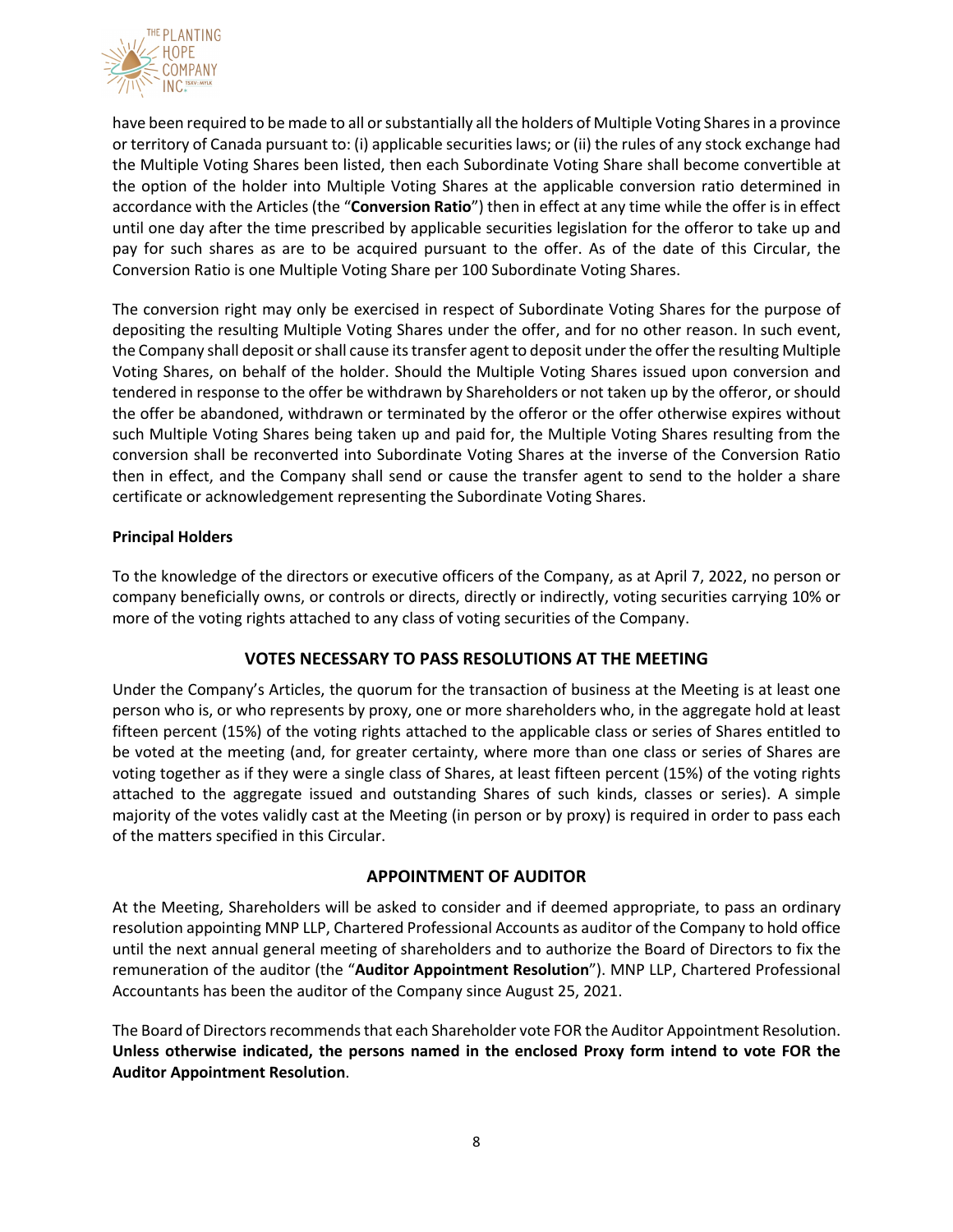have been required to be made to all or substantially all the holders of Multiple Voting Shares in a province or territory of Canada pursuant to: (i) applicable securities laws; or (ii) the rules of any stock exchange had the Multiple Voting Shares been listed, then each Subordinate Voting Share shall become convertible at the option of the holder into Multiple Voting Shares at the applicable conversion ratio determined in accordance with the Articles (the "**Conversion Ratio**") then in effect at any time while the offer is in effect until one day after the time prescribed by applicable securities legislation for the offeror to take up and pay for such shares as are to be acquired pursuant to the offer. As of the date of this Circular, the Conversion Ratio is one Multiple Voting Share per 100 Subordinate Voting Shares.

The conversion right may only be exercised in respect of Subordinate Voting Shares for the purpose of depositing the resulting Multiple Voting Shares under the offer, and for no other reason. In such event, the Company shall deposit or shall cause its transfer agent to deposit under the offer the resulting Multiple Voting Shares, on behalf of the holder. Should the Multiple Voting Shares issued upon conversion and tendered in response to the offer be withdrawn by Shareholders or not taken up by the offeror, or should the offer be abandoned, withdrawn or terminated by the offeror or the offer otherwise expires without such Multiple Voting Shares being taken up and paid for, the Multiple Voting Shares resulting from the conversion shall be reconverted into Subordinate Voting Shares at the inverse of the Conversion Ratio then in effect, and the Company shall send or cause the transfer agent to send to the holder a share certificate or acknowledgement representing the Subordinate Voting Shares.

### Principal Holders

To the knowledge of the directors or executive officers of the Company, as at April 7, 2022, no person or company beneficially owns, or controls or directs, directly or indirectly, voting securities carrying 10% or more of the voting rights attached to any class of voting securities of the Company.

## VOTES NECESSARY TO PASS RESOLUTIONS AT THE MEETING

Under the Company's Articles, the quorum for the transaction of business at the Meeting is at least one person who is, or who represents by proxy, one or more shareholders who, in the aggregate hold at least fifteen percent (15%) of the voting rights attached to the applicable class or series of Shares entitled to be voted at the meeting (and, for greater certainty, where more than one class or series of Shares are voting together as if they were a single class of Shares, at least fifteen percent (15%) of the voting rights attached to the aggregate issued and outstanding Shares of such kinds, classes or series). A simple majority of the votes validly cast at the Meeting (in person or by proxy) is required in order to pass each of the matters specified in this Circular.

## APPOINTMENT OF AUDITOR

At the Meeting, Shareholders will be asked to consider and if deemed appropriate, to pass an ordinary resolution appointing MNP LLP, Chartered Professional Accounts as auditor of the Company to hold office until the next annual general meeting of shareholders and to authorize the Board of Directors to fix the remuneration of the auditor (the "**Auditor Appointment Resolution**"). MNP LLP, Chartered Professional Accountants has been the auditor of the Company since August 25, 2021.

The Board of Directors recommends that each Shareholder vote FOR the Auditor Appointment Resolution. **Unless otherwise indicated, the persons named in the enclosed Proxy form intend to vote FOR the Auditor Appointment Resolution**.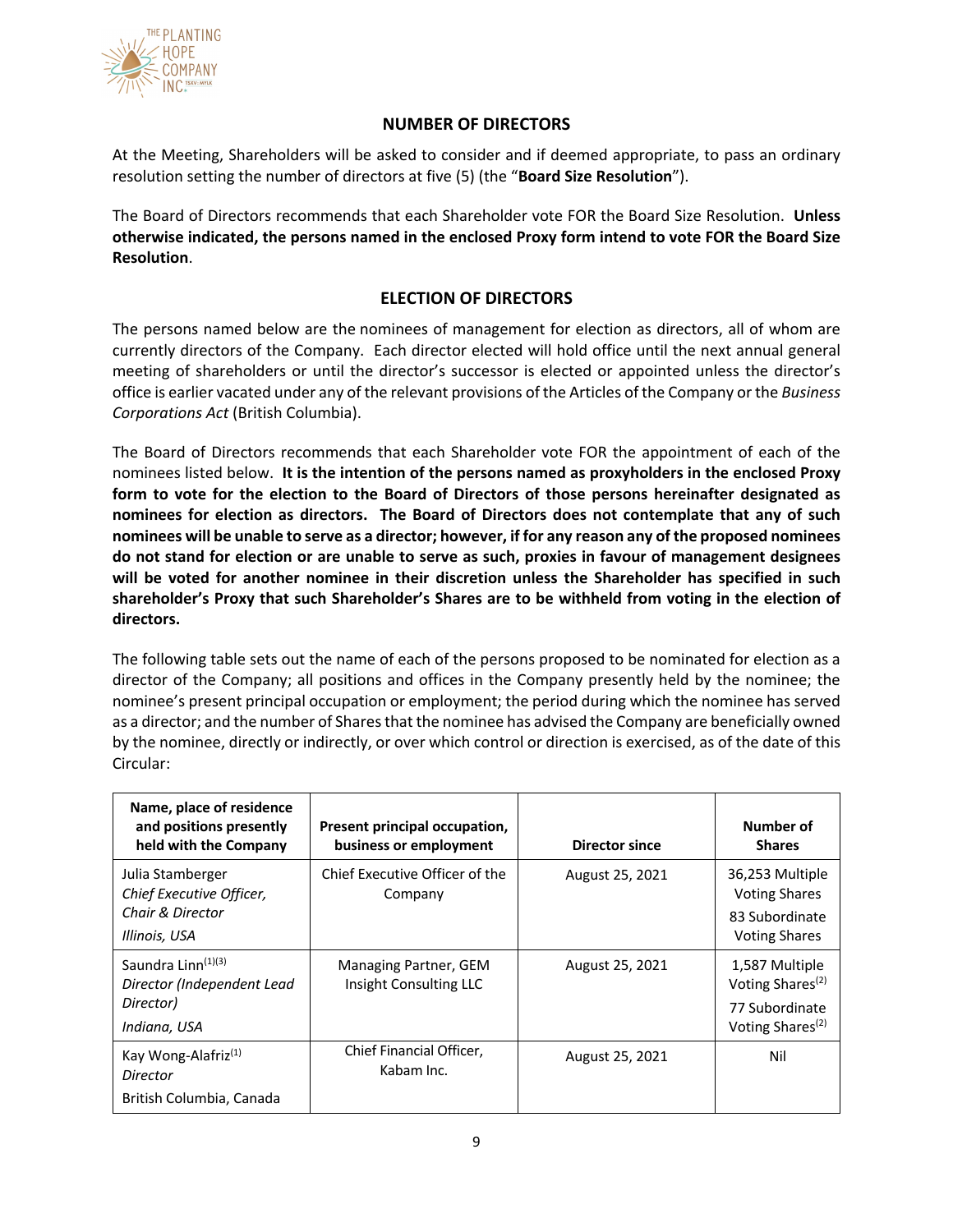## NUMBER OF DIRECTORS

At the Meeting, Shareholders will be asked to consider and if deemed appropriate, to pass an ordinary resolution setting the number of directors at five (5) (the "**Board Size Resolution**").

The Board of Directors recommends that each Shareholder vote FOR the Board Size Resolution. **Unless otherwise indicated, the persons named in the enclosed Proxy form intend to vote FOR the Board Size Resolution**.

## ELECTION OF DIRECTORS

The persons named below are the nominees of management for election as directors, all of whom are currently directors of the Company. Each director elected will hold office until the next annual general meeting of shareholders or until the director's successor is elected or appointed unless the director's office is earlier vacated under any of the relevant provisions of the Articles of the Company or the *Business Corporations Act* (British Columbia).

The Board of Directors recommends that each Shareholder vote FOR the appointment of each of the nominees listed below. **It is the intention of the persons named as proxyholders in the enclosed Proxy form to vote for the election to the Board of Directors of those persons hereinafter designated as nominees for election as directors. The Board of Directors does not contemplate that any of such nominees will be unable to serve as a director; however, if for any reason any of the proposed nominees do not stand for election or are unable to serve as such, proxies in favour of management designees will be voted for another nominee in their discretion unless the Shareholder has specified in such shareholder's Proxy that such Shareholder's Shares are to be withheld from voting in the election of directors.**

The following table sets out the name of each of the persons proposed to be nominated for election as a director of the Company; all positions and offices in the Company presently held by the nominee; the nominee's present principal occupation or employment; the period during which the nominee has served as a director; and the number of Shares that the nominee has advised the Company are beneficially owned by the nominee, directly or indirectly, or over which control or direction is exercised, as of the date of this Circular:

| Name, place of residence and positions presently held with the Company | Present principal occupation, business or employment | Director since | Number of Shares |
|---|---|---|---|
| Julia Stamberger<br>*Chief Executive Officer, Chair & Director*<br>*Illinois, USA* | Chief Executive Officer of the Company | August 25, 2021 | 36,253 Multiple Voting Shares<br>83 Subordinate Voting Shares |
| Saundra Linn[(1)(3)]<br>*Director (Independent Lead Director)*<br>*Indiana, USA* | Managing Partner, GEM Insight Consulting LLC | August 25, 2021 | 1,587 Multiple Voting Shares[(2)]<br>77 Subordinate Voting Shares[(2)] |
| Kay Wong-Alafriz[(1)]<br>*Director*<br>British Columbia, Canada | Chief Financial Officer, Kabam Inc. | August 25, 2021 | Nil |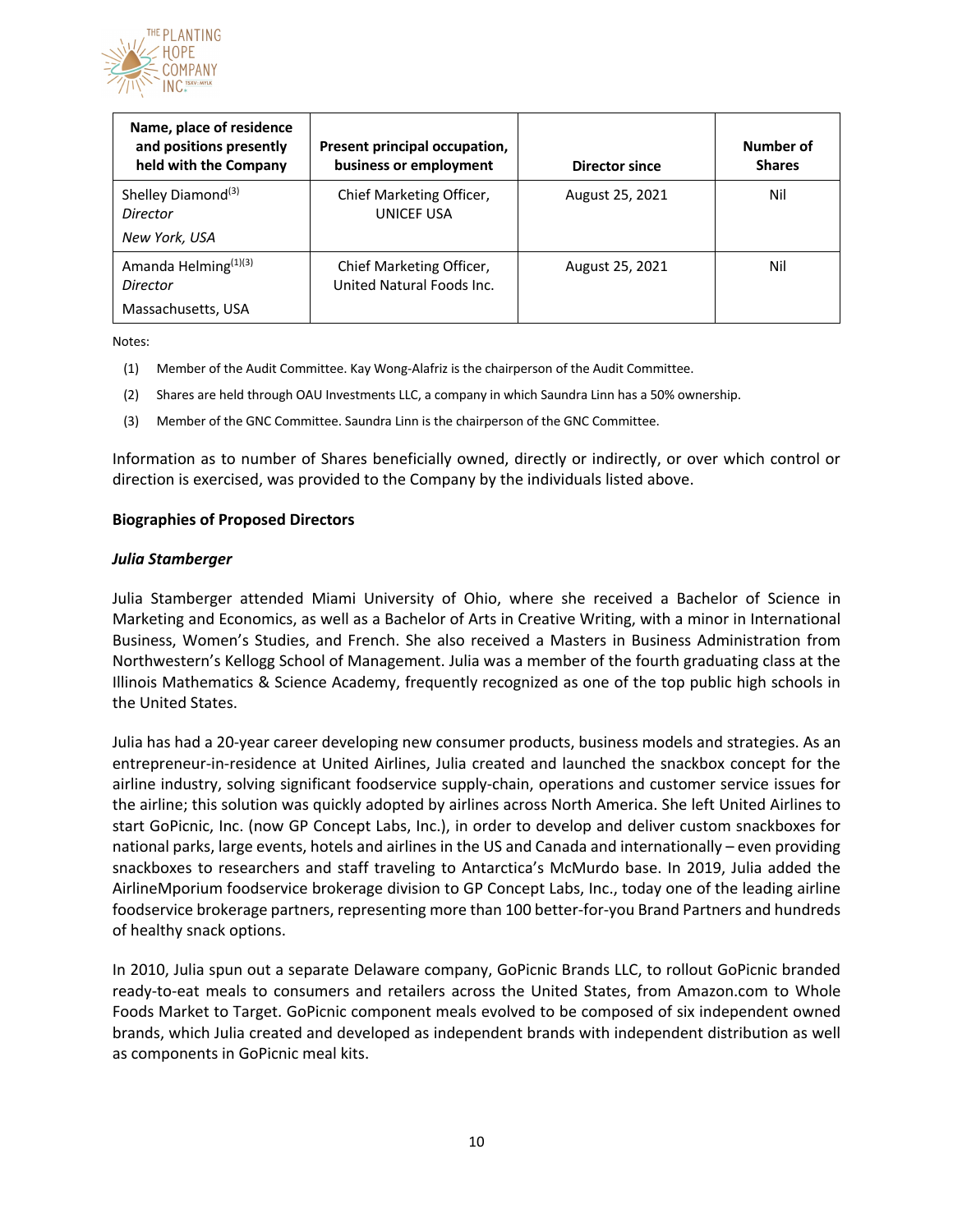| Name, place of residence and positions presently held with the Company | Present principal occupation, business or employment | Director since | Number of Shares |
|---|---|---|---|
| Shelley Diamond[(3)] *Director* *New York, USA* | Chief Marketing Officer, UNICEF USA | August 25, 2021 | Nil |
| Amanda Helming[(1)(3)] *Director* Massachusetts, USA | Chief Marketing Officer, United Natural Foods Inc. | August 25, 2021 | Nil |

Notes:

(1) Member of the Audit Committee. Kay Wong-Alafriz is the chairperson of the Audit Committee.

(2) Shares are held through OAU Investments LLC, a company in which Saundra Linn has a 50% ownership.

(3) Member of the GNC Committee. Saundra Linn is the chairperson of the GNC Committee.

Information as to number of Shares beneficially owned, directly or indirectly, or over which control or direction is exercised, was provided to the Company by the individuals listed above.

**Biographies of Proposed Directors**

***Julia Stamberger***

Julia Stamberger attended Miami University of Ohio, where she received a Bachelor of Science in Marketing and Economics, as well as a Bachelor of Arts in Creative Writing, with a minor in International Business, Women's Studies, and French. She also received a Masters in Business Administration from Northwestern's Kellogg School of Management. Julia was a member of the fourth graduating class at the Illinois Mathematics & Science Academy, frequently recognized as one of the top public high schools in the United States.

Julia has had a 20-year career developing new consumer products, business models and strategies. As an entrepreneur-in-residence at United Airlines, Julia created and launched the snackbox concept for the airline industry, solving significant foodservice supply-chain, operations and customer service issues for the airline; this solution was quickly adopted by airlines across North America. She left United Airlines to start GoPicnic, Inc. (now GP Concept Labs, Inc.), in order to develop and deliver custom snackboxes for national parks, large events, hotels and airlines in the US and Canada and internationally – even providing snackboxes to researchers and staff traveling to Antarctica's McMurdo base. In 2019, Julia added the AirlineMporium foodservice brokerage division to GP Concept Labs, Inc., today one of the leading airline foodservice brokerage partners, representing more than 100 better-for-you Brand Partners and hundreds of healthy snack options.

In 2010, Julia spun out a separate Delaware company, GoPicnic Brands LLC, to rollout GoPicnic branded ready-to-eat meals to consumers and retailers across the United States, from Amazon.com to Whole Foods Market to Target. GoPicnic component meals evolved to be composed of six independent owned brands, which Julia created and developed as independent brands with independent distribution as well as components in GoPicnic meal kits.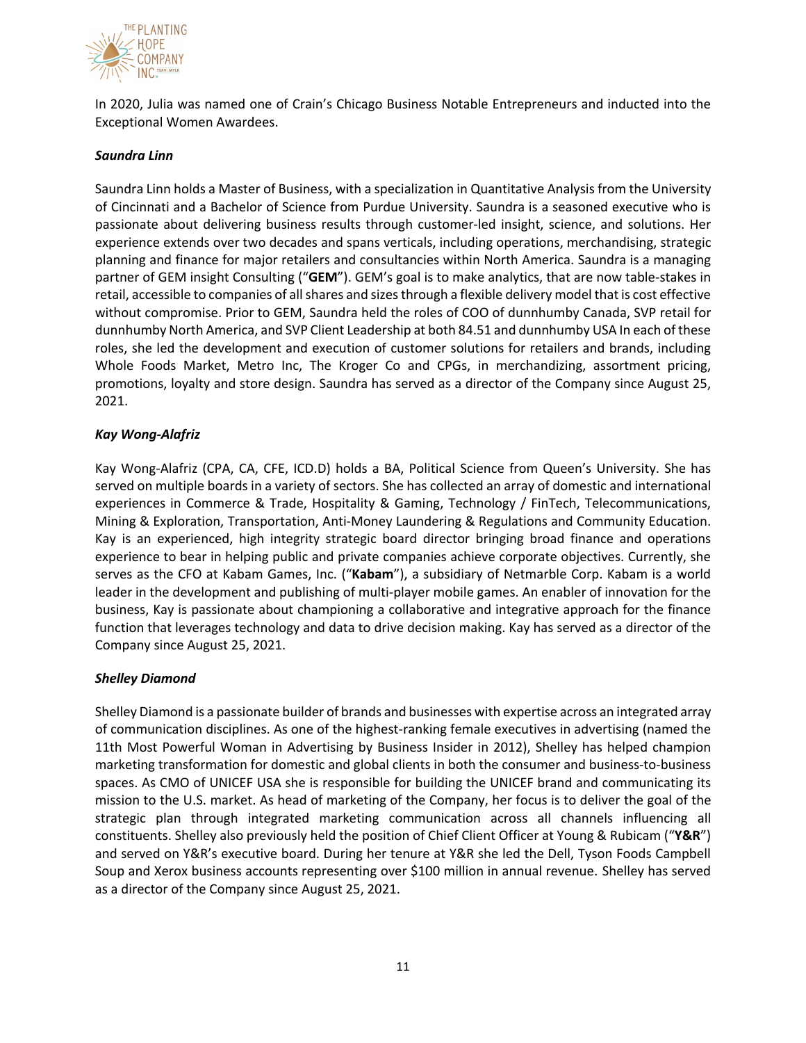In 2020, Julia was named one of Crain's Chicago Business Notable Entrepreneurs and inducted into the Exceptional Women Awardees.

***Saundra Linn***

Saundra Linn holds a Master of Business, with a specialization in Quantitative Analysis from the University of Cincinnati and a Bachelor of Science from Purdue University. Saundra is a seasoned executive who is passionate about delivering business results through customer-led insight, science, and solutions. Her experience extends over two decades and spans verticals, including operations, merchandising, strategic planning and finance for major retailers and consultancies within North America. Saundra is a managing partner of GEM insight Consulting ("**GEM**"). GEM's goal is to make analytics, that are now table-stakes in retail, accessible to companies of all shares and sizes through a flexible delivery model that is cost effective without compromise. Prior to GEM, Saundra held the roles of COO of dunnhumby Canada, SVP retail for dunnhumby North America, and SVP Client Leadership at both 84.51 and dunnhumby USA In each of these roles, she led the development and execution of customer solutions for retailers and brands, including Whole Foods Market, Metro Inc, The Kroger Co and CPGs, in merchandizing, assortment pricing, promotions, loyalty and store design. Saundra has served as a director of the Company since August 25, 2021.

***Kay Wong-Alafriz***

Kay Wong-Alafriz (CPA, CA, CFE, ICD.D) holds a BA, Political Science from Queen's University. She has served on multiple boards in a variety of sectors. She has collected an array of domestic and international experiences in Commerce & Trade, Hospitality & Gaming, Technology / FinTech, Telecommunications, Mining & Exploration, Transportation, Anti-Money Laundering & Regulations and Community Education. Kay is an experienced, high integrity strategic board director bringing broad finance and operations experience to bear in helping public and private companies achieve corporate objectives. Currently, she serves as the CFO at Kabam Games, Inc. ("**Kabam**"), a subsidiary of Netmarble Corp. Kabam is a world leader in the development and publishing of multi-player mobile games. An enabler of innovation for the business, Kay is passionate about championing a collaborative and integrative approach for the finance function that leverages technology and data to drive decision making. Kay has served as a director of the Company since August 25, 2021.

***Shelley Diamond***

Shelley Diamond is a passionate builder of brands and businesses with expertise across an integrated array of communication disciplines. As one of the highest-ranking female executives in advertising (named the 11th Most Powerful Woman in Advertising by Business Insider in 2012), Shelley has helped champion marketing transformation for domestic and global clients in both the consumer and business-to-business spaces. As CMO of UNICEF USA she is responsible for building the UNICEF brand and communicating its mission to the U.S. market. As head of marketing of the Company, her focus is to deliver the goal of the strategic plan through integrated marketing communication across all channels influencing all constituents. Shelley also previously held the position of Chief Client Officer at Young & Rubicam ("**Y&R**") and served on Y&R's executive board. During her tenure at Y&R she led the Dell, Tyson Foods Campbell Soup and Xerox business accounts representing over $100 million in annual revenue. Shelley has served as a director of the Company since August 25, 2021.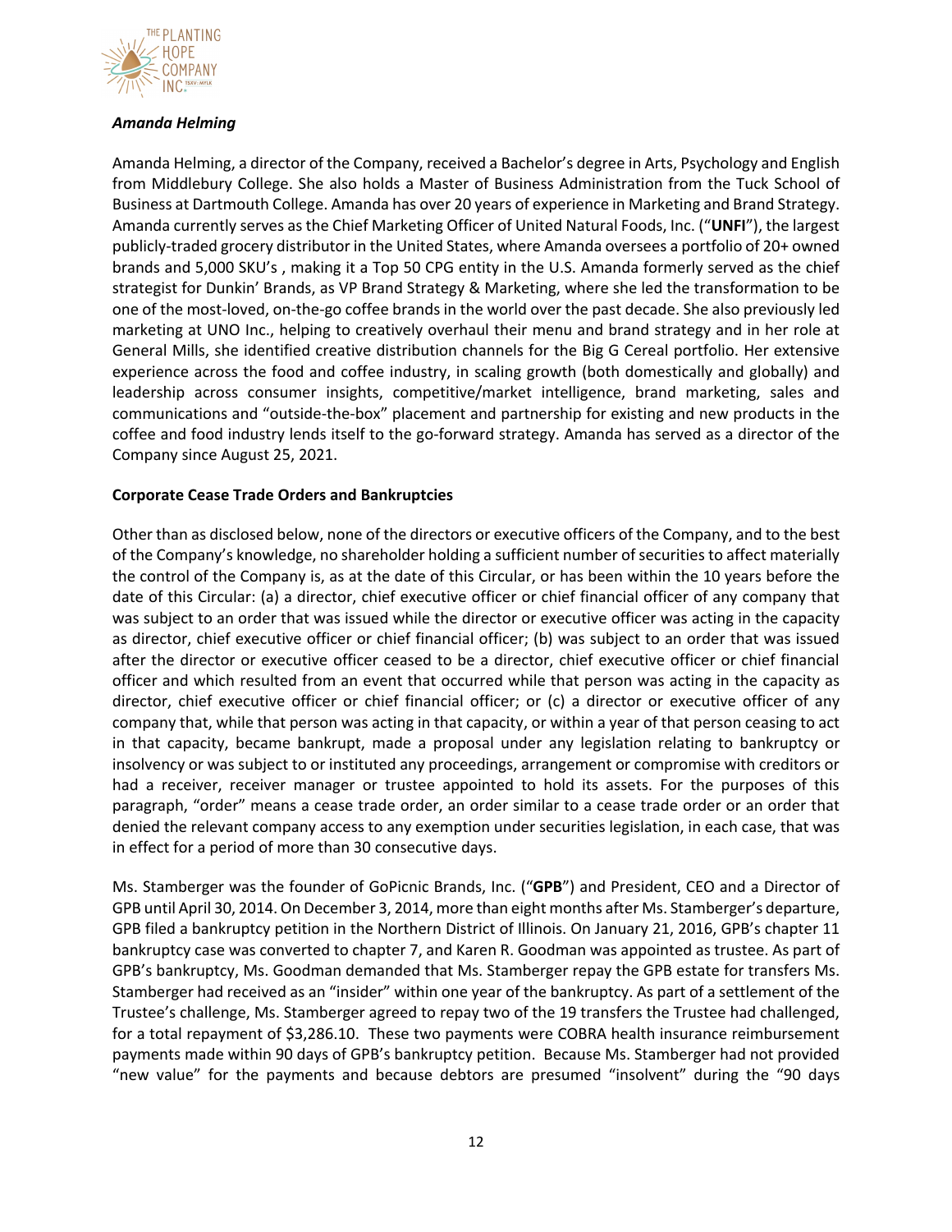***Amanda Helming***

Amanda Helming, a director of the Company, received a Bachelor's degree in Arts, Psychology and English from Middlebury College. She also holds a Master of Business Administration from the Tuck School of Business at Dartmouth College. Amanda has over 20 years of experience in Marketing and Brand Strategy. Amanda currently serves as the Chief Marketing Officer of United Natural Foods, Inc. ("**UNFI**"), the largest publicly-traded grocery distributor in the United States, where Amanda oversees a portfolio of 20+ owned brands and 5,000 SKU's , making it a Top 50 CPG entity in the U.S. Amanda formerly served as the chief strategist for Dunkin' Brands, as VP Brand Strategy & Marketing, where she led the transformation to be one of the most-loved, on-the-go coffee brands in the world over the past decade. She also previously led marketing at UNO Inc., helping to creatively overhaul their menu and brand strategy and in her role at General Mills, she identified creative distribution channels for the Big G Cereal portfolio. Her extensive experience across the food and coffee industry, in scaling growth (both domestically and globally) and leadership across consumer insights, competitive/market intelligence, brand marketing, sales and communications and "outside-the-box" placement and partnership for existing and new products in the coffee and food industry lends itself to the go-forward strategy. Amanda has served as a director of the Company since August 25, 2021.

**Corporate Cease Trade Orders and Bankruptcies**

Other than as disclosed below, none of the directors or executive officers of the Company, and to the best of the Company's knowledge, no shareholder holding a sufficient number of securities to affect materially the control of the Company is, as at the date of this Circular, or has been within the 10 years before the date of this Circular: (a) a director, chief executive officer or chief financial officer of any company that was subject to an order that was issued while the director or executive officer was acting in the capacity as director, chief executive officer or chief financial officer; (b) was subject to an order that was issued after the director or executive officer ceased to be a director, chief executive officer or chief financial officer and which resulted from an event that occurred while that person was acting in the capacity as director, chief executive officer or chief financial officer; or (c) a director or executive officer of any company that, while that person was acting in that capacity, or within a year of that person ceasing to act in that capacity, became bankrupt, made a proposal under any legislation relating to bankruptcy or insolvency or was subject to or instituted any proceedings, arrangement or compromise with creditors or had a receiver, receiver manager or trustee appointed to hold its assets. For the purposes of this paragraph, "order" means a cease trade order, an order similar to a cease trade order or an order that denied the relevant company access to any exemption under securities legislation, in each case, that was in effect for a period of more than 30 consecutive days.

Ms. Stamberger was the founder of GoPicnic Brands, Inc. ("**GPB**") and President, CEO and a Director of GPB until April 30, 2014. On December 3, 2014, more than eight months after Ms. Stamberger's departure, GPB filed a bankruptcy petition in the Northern District of Illinois. On January 21, 2016, GPB's chapter 11 bankruptcy case was converted to chapter 7, and Karen R. Goodman was appointed as trustee. As part of GPB's bankruptcy, Ms. Goodman demanded that Ms. Stamberger repay the GPB estate for transfers Ms. Stamberger had received as an "insider" within one year of the bankruptcy. As part of a settlement of the Trustee's challenge, Ms. Stamberger agreed to repay two of the 19 transfers the Trustee had challenged, for a total repayment of $3,286.10. These two payments were COBRA health insurance reimbursement payments made within 90 days of GPB's bankruptcy petition. Because Ms. Stamberger had not provided "new value" for the payments and because debtors are presumed "insolvent" during the "90 days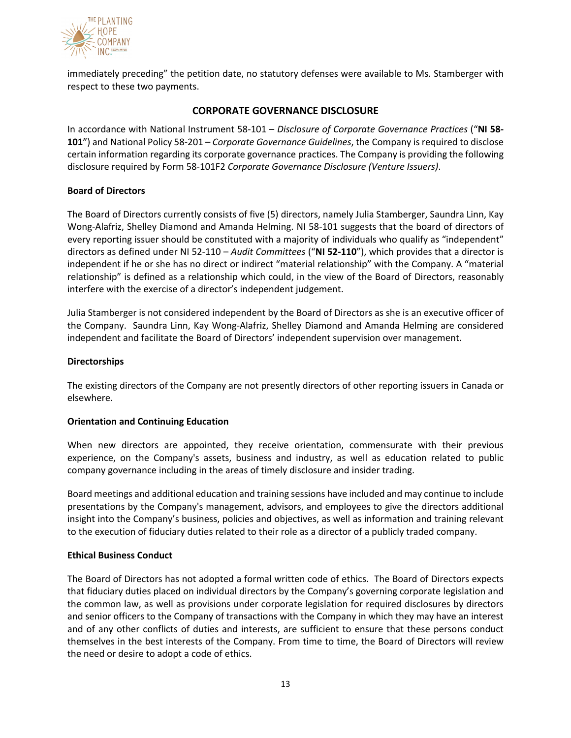immediately preceding" the petition date, no statutory defenses were available to Ms. Stamberger with respect to these two payments.

## CORPORATE GOVERNANCE DISCLOSURE

In accordance with National Instrument 58-101 – *Disclosure of Corporate Governance Practices* ("**NI 58-101**") and National Policy 58-201 – *Corporate Governance Guidelines*, the Company is required to disclose certain information regarding its corporate governance practices. The Company is providing the following disclosure required by Form 58-101F2 *Corporate Governance Disclosure (Venture Issuers)*.

### Board of Directors

The Board of Directors currently consists of five (5) directors, namely Julia Stamberger, Saundra Linn, Kay Wong-Alafriz, Shelley Diamond and Amanda Helming. NI 58-101 suggests that the board of directors of every reporting issuer should be constituted with a majority of individuals who qualify as "independent" directors as defined under NI 52-110 – *Audit Committees* ("**NI 52-110**"), which provides that a director is independent if he or she has no direct or indirect "material relationship" with the Company. A "material relationship" is defined as a relationship which could, in the view of the Board of Directors, reasonably interfere with the exercise of a director's independent judgement.

Julia Stamberger is not considered independent by the Board of Directors as she is an executive officer of the Company. Saundra Linn, Kay Wong-Alafriz, Shelley Diamond and Amanda Helming are considered independent and facilitate the Board of Directors' independent supervision over management.

### Directorships

The existing directors of the Company are not presently directors of other reporting issuers in Canada or elsewhere.

### Orientation and Continuing Education

When new directors are appointed, they receive orientation, commensurate with their previous experience, on the Company's assets, business and industry, as well as education related to public company governance including in the areas of timely disclosure and insider trading.

Board meetings and additional education and training sessions have included and may continue to include presentations by the Company's management, advisors, and employees to give the directors additional insight into the Company's business, policies and objectives, as well as information and training relevant to the execution of fiduciary duties related to their role as a director of a publicly traded company.

### Ethical Business Conduct

The Board of Directors has not adopted a formal written code of ethics. The Board of Directors expects that fiduciary duties placed on individual directors by the Company's governing corporate legislation and the common law, as well as provisions under corporate legislation for required disclosures by directors and senior officers to the Company of transactions with the Company in which they may have an interest and of any other conflicts of duties and interests, are sufficient to ensure that these persons conduct themselves in the best interests of the Company. From time to time, the Board of Directors will review the need or desire to adopt a code of ethics.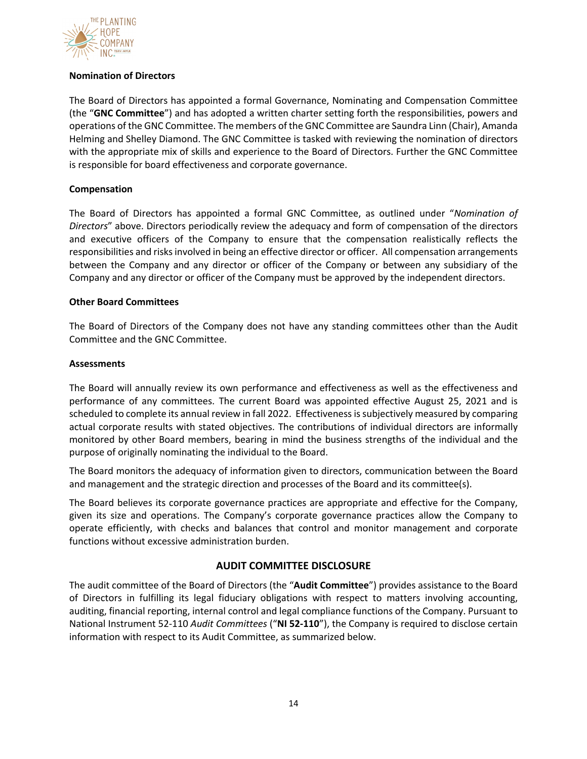**Nomination of Directors**

The Board of Directors has appointed a formal Governance, Nominating and Compensation Committee (the "**GNC Committee**") and has adopted a written charter setting forth the responsibilities, powers and operations of the GNC Committee. The members of the GNC Committee are Saundra Linn (Chair), Amanda Helming and Shelley Diamond. The GNC Committee is tasked with reviewing the nomination of directors with the appropriate mix of skills and experience to the Board of Directors. Further the GNC Committee is responsible for board effectiveness and corporate governance.

**Compensation**

The Board of Directors has appointed a formal GNC Committee, as outlined under "*Nomination of Directors*" above. Directors periodically review the adequacy and form of compensation of the directors and executive officers of the Company to ensure that the compensation realistically reflects the responsibilities and risks involved in being an effective director or officer. All compensation arrangements between the Company and any director or officer of the Company or between any subsidiary of the Company and any director or officer of the Company must be approved by the independent directors.

**Other Board Committees**

The Board of Directors of the Company does not have any standing committees other than the Audit Committee and the GNC Committee.

**Assessments**

The Board will annually review its own performance and effectiveness as well as the effectiveness and performance of any committees. The current Board was appointed effective August 25, 2021 and is scheduled to complete its annual review in fall 2022. Effectiveness is subjectively measured by comparing actual corporate results with stated objectives. The contributions of individual directors are informally monitored by other Board members, bearing in mind the business strengths of the individual and the purpose of originally nominating the individual to the Board.

The Board monitors the adequacy of information given to directors, communication between the Board and management and the strategic direction and processes of the Board and its committee(s).

The Board believes its corporate governance practices are appropriate and effective for the Company, given its size and operations. The Company's corporate governance practices allow the Company to operate efficiently, with checks and balances that control and monitor management and corporate functions without excessive administration burden.

## AUDIT COMMITTEE DISCLOSURE

The audit committee of the Board of Directors (the "**Audit Committee**") provides assistance to the Board of Directors in fulfilling its legal fiduciary obligations with respect to matters involving accounting, auditing, financial reporting, internal control and legal compliance functions of the Company. Pursuant to National Instrument 52-110 *Audit Committees* ("**NI 52-110**"), the Company is required to disclose certain information with respect to its Audit Committee, as summarized below.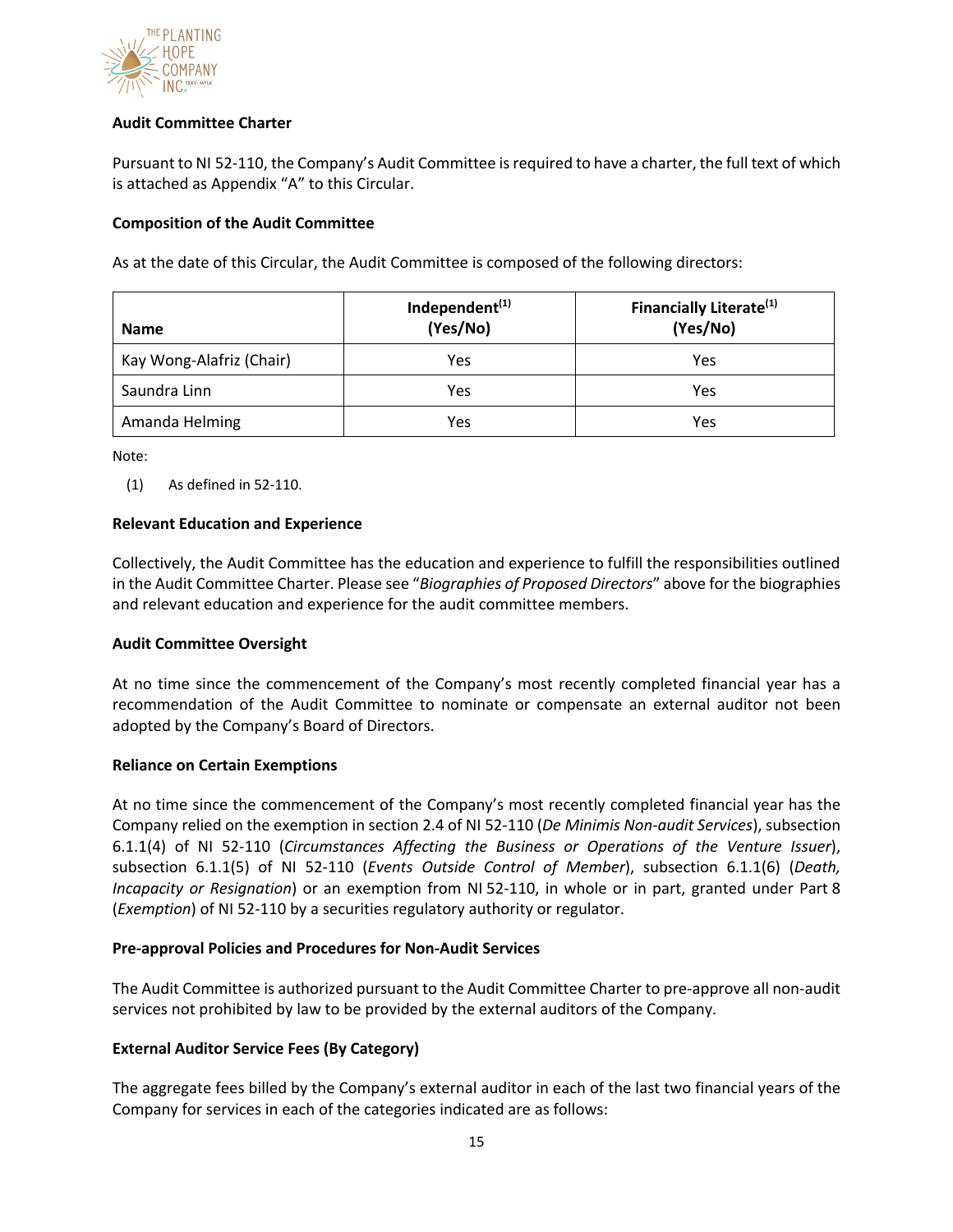**Audit Committee Charter**

Pursuant to NI 52-110, the Company's Audit Committee is required to have a charter, the full text of which is attached as Appendix "A" to this Circular.

**Composition of the Audit Committee**

As at the date of this Circular, the Audit Committee is composed of the following directors:

| Name | Independent[(1)] (Yes/No) | Financially Literate[(1)] (Yes/No) |
|---|---|---|
| Kay Wong-Alafriz (Chair) | Yes | Yes |
| Saundra Linn | Yes | Yes |
| Amanda Helming | Yes | Yes |

Note:

(1) As defined in 52-110.

**Relevant Education and Experience**

Collectively, the Audit Committee has the education and experience to fulfill the responsibilities outlined in the Audit Committee Charter. Please see "*Biographies of Proposed Directors*" above for the biographies and relevant education and experience for the audit committee members.

**Audit Committee Oversight**

At no time since the commencement of the Company's most recently completed financial year has a recommendation of the Audit Committee to nominate or compensate an external auditor not been adopted by the Company's Board of Directors.

**Reliance on Certain Exemptions**

At no time since the commencement of the Company's most recently completed financial year has the Company relied on the exemption in section 2.4 of NI 52-110 (*De Minimis Non-audit Services*), subsection 6.1.1(4) of NI 52-110 (*Circumstances Affecting the Business or Operations of the Venture Issuer*), subsection 6.1.1(5) of NI 52-110 (*Events Outside Control of Member*), subsection 6.1.1(6) (*Death, Incapacity or Resignation*) or an exemption from NI 52-110, in whole or in part, granted under Part 8 (*Exemption*) of NI 52-110 by a securities regulatory authority or regulator.

**Pre-approval Policies and Procedures for Non-Audit Services**

The Audit Committee is authorized pursuant to the Audit Committee Charter to pre-approve all non-audit services not prohibited by law to be provided by the external auditors of the Company.

**External Auditor Service Fees (By Category)**

The aggregate fees billed by the Company's external auditor in each of the last two financial years of the Company for services in each of the categories indicated are as follows: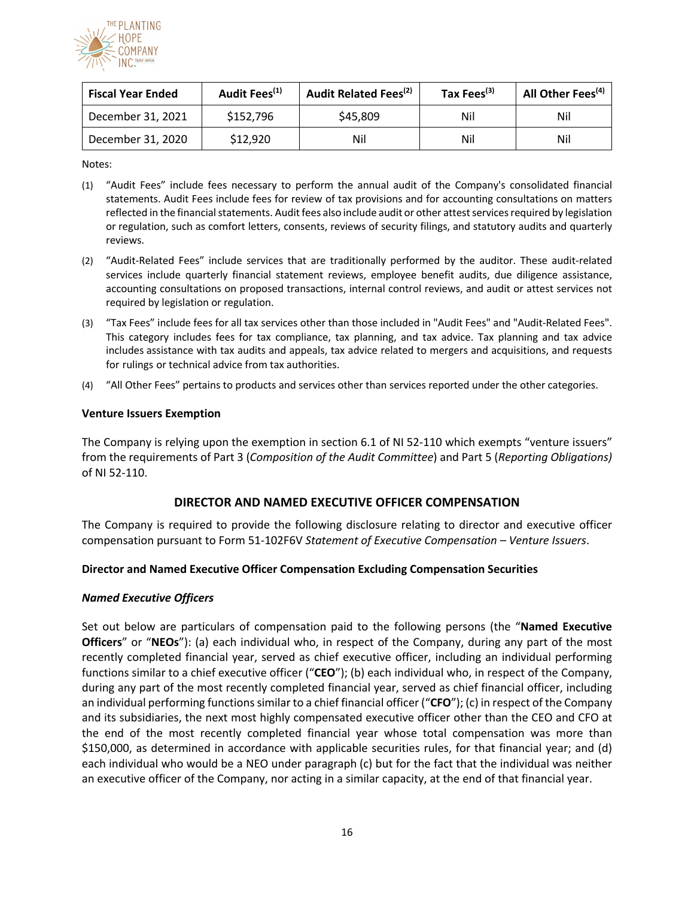| Fiscal Year Ended | Audit Fees[(1)] | Audit Related Fees[(2)] | Tax Fees[(3)] | All Other Fees[(4)] |
|---|---|---|---|---|
| December 31, 2021 | $152,796 | $45,809 | Nil | Nil |
| December 31, 2020 | $12,920 | Nil | Nil | Nil |

Notes:

(1) "Audit Fees" include fees necessary to perform the annual audit of the Company's consolidated financial statements. Audit Fees include fees for review of tax provisions and for accounting consultations on matters reflected in the financial statements. Audit fees also include audit or other attest services required by legislation or regulation, such as comfort letters, consents, reviews of security filings, and statutory audits and quarterly reviews.

(2) "Audit-Related Fees" include services that are traditionally performed by the auditor. These audit-related services include quarterly financial statement reviews, employee benefit audits, due diligence assistance, accounting consultations on proposed transactions, internal control reviews, and audit or attest services not required by legislation or regulation.

(3) "Tax Fees" include fees for all tax services other than those included in "Audit Fees" and "Audit-Related Fees". This category includes fees for tax compliance, tax planning, and tax advice. Tax planning and tax advice includes assistance with tax audits and appeals, tax advice related to mergers and acquisitions, and requests for rulings or technical advice from tax authorities.

(4) "All Other Fees" pertains to products and services other than services reported under the other categories.

**Venture Issuers Exemption**

The Company is relying upon the exemption in section 6.1 of NI 52-110 which exempts "venture issuers" from the requirements of Part 3 (*Composition of the Audit Committee*) and Part 5 (*Reporting Obligations)* of NI 52-110.

## DIRECTOR AND NAMED EXECUTIVE OFFICER COMPENSATION

The Company is required to provide the following disclosure relating to director and executive officer compensation pursuant to Form 51-102F6V *Statement of Executive Compensation – Venture Issuers*.

**Director and Named Executive Officer Compensation Excluding Compensation Securities**

***Named Executive Officers***

Set out below are particulars of compensation paid to the following persons (the "**Named Executive Officers**" or "**NEOs**"): (a) each individual who, in respect of the Company, during any part of the most recently completed financial year, served as chief executive officer, including an individual performing functions similar to a chief executive officer ("**CEO**"); (b) each individual who, in respect of the Company, during any part of the most recently completed financial year, served as chief financial officer, including an individual performing functions similar to a chief financial officer ("**CFO**"); (c) in respect of the Company and its subsidiaries, the next most highly compensated executive officer other than the CEO and CFO at the end of the most recently completed financial year whose total compensation was more than $150,000, as determined in accordance with applicable securities rules, for that financial year; and (d) each individual who would be a NEO under paragraph (c) but for the fact that the individual was neither an executive officer of the Company, nor acting in a similar capacity, at the end of that financial year.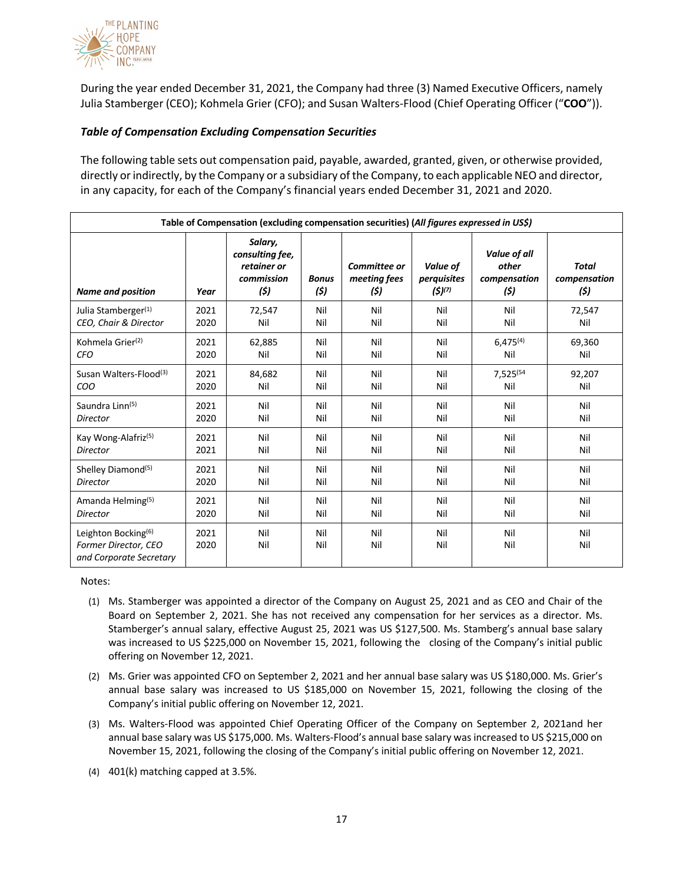During the year ended December 31, 2021, the Company had three (3) Named Executive Officers, namely Julia Stamberger (CEO); Kohmela Grier (CFO); and Susan Walters-Flood (Chief Operating Officer ("**COO**")).

***Table of Compensation Excluding Compensation Securities***

The following table sets out compensation paid, payable, awarded, granted, given, or otherwise provided, directly or indirectly, by the Company or a subsidiary of the Company, to each applicable NEO and director, in any capacity, for each of the Company's financial years ended December 31, 2021 and 2020.

**Table of Compensation (excluding compensation securities) (*All figures expressed in US$*)**

| *Name and position* | *Year* | *Salary, consulting fee, retainer or commission ($)* | *Bonus ($)* | *Committee or meeting fees ($)* | *Value of perquisites ($)(7)* | *Value of all other compensation ($)* | *Total compensation ($)* |
|---|---|---|---|---|---|---|---|
| Julia Stamberger(1)<br>*CEO, Chair & Director* | 2021<br>2020 | 72,547<br>Nil | Nil<br>Nil | Nil<br>Nil | Nil<br>Nil | Nil<br>Nil | 72,547<br>Nil |
| Kohmela Grier(2)<br>*CFO* | 2021<br>2020 | 62,885<br>Nil | Nil<br>Nil | Nil<br>Nil | Nil<br>Nil | 6,475(4)<br>Nil | 69,360<br>Nil |
| Susan Walters-Flood(3)<br>*COO* | 2021<br>2020 | 84,682<br>Nil | Nil<br>Nil | Nil<br>Nil | Nil<br>Nil | 7,525(54<br>Nil | 92,207<br>Nil |
| Saundra Linn(5)<br>*Director* | 2021<br>2020 | Nil<br>Nil | Nil<br>Nil | Nil<br>Nil | Nil<br>Nil | Nil<br>Nil | Nil<br>Nil |
| Kay Wong-Alafriz(5)<br>*Director* | 2021<br>2021 | Nil<br>Nil | Nil<br>Nil | Nil<br>Nil | Nil<br>Nil | Nil<br>Nil | Nil<br>Nil |
| Shelley Diamond(5)<br>*Director* | 2021<br>2020 | Nil<br>Nil | Nil<br>Nil | Nil<br>Nil | Nil<br>Nil | Nil<br>Nil | Nil<br>Nil |
| Amanda Helming(5)<br>*Director* | 2021<br>2020 | Nil<br>Nil | Nil<br>Nil | Nil<br>Nil | Nil<br>Nil | Nil<br>Nil | Nil<br>Nil |
| Leighton Bocking(6)<br>*Former Director, CEO and Corporate Secretary* | 2021<br>2020 | Nil<br>Nil | Nil<br>Nil | Nil<br>Nil | Nil<br>Nil | Nil<br>Nil | Nil<br>Nil |

Notes:

(1) Ms. Stamberger was appointed a director of the Company on August 25, 2021 and as CEO and Chair of the Board on September 2, 2021. She has not received any compensation for her services as a director. Ms. Stamberger's annual salary, effective August 25, 2021 was US $127,500. Ms. Stamberg's annual base salary was increased to US $225,000 on November 15, 2021, following the closing of the Company's initial public offering on November 12, 2021.

(2) Ms. Grier was appointed CFO on September 2, 2021 and her annual base salary was US $180,000. Ms. Grier's annual base salary was increased to US $185,000 on November 15, 2021, following the closing of the Company's initial public offering on November 12, 2021.

(3) Ms. Walters-Flood was appointed Chief Operating Officer of the Company on September 2, 2021and her annual base salary was US $175,000. Ms. Walters-Flood's annual base salary was increased to US $215,000 on November 15, 2021, following the closing of the Company's initial public offering on November 12, 2021.

(4) 401(k) matching capped at 3.5%.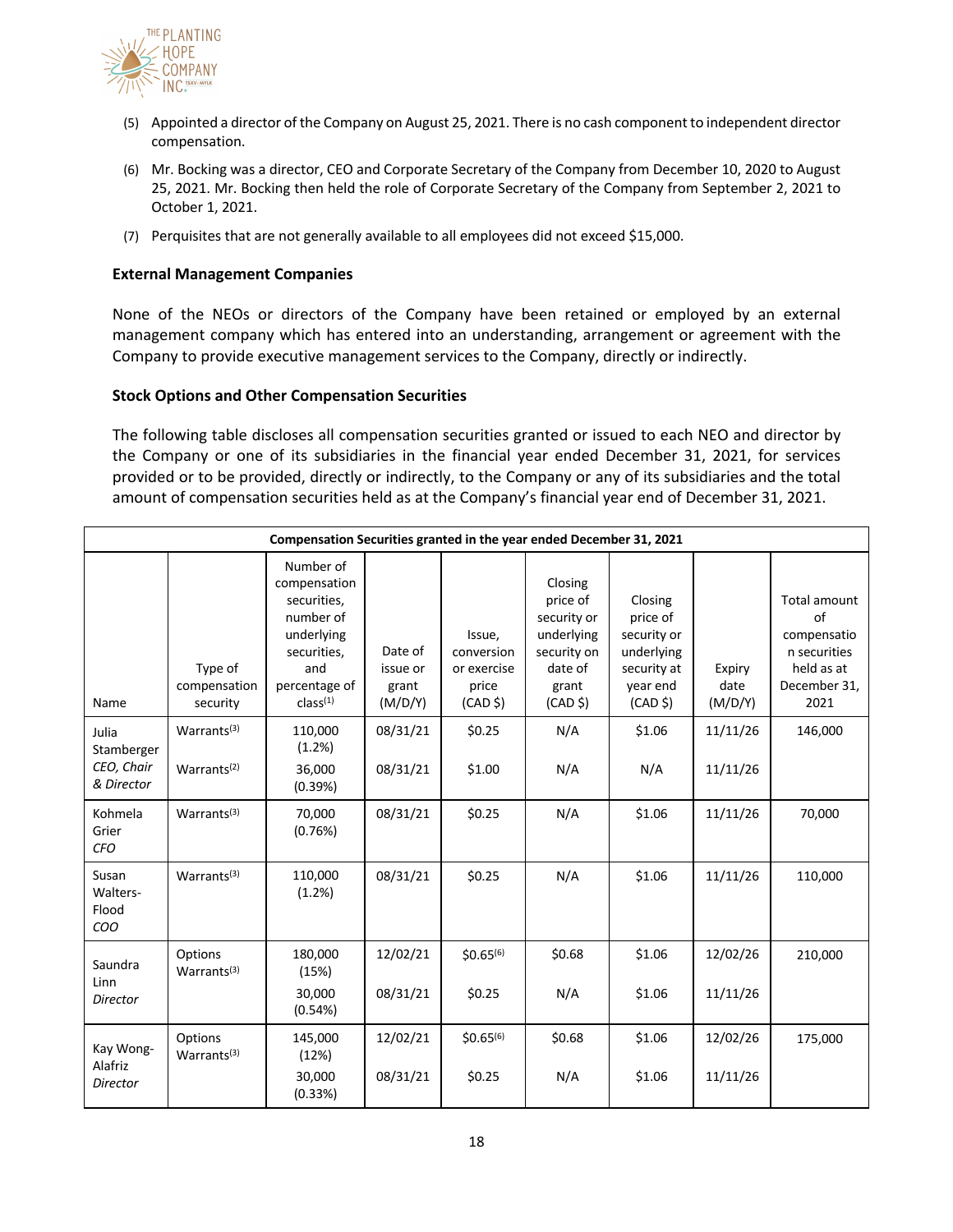(5) Appointed a director of the Company on August 25, 2021. There is no cash component to independent director compensation.

(6) Mr. Bocking was a director, CEO and Corporate Secretary of the Company from December 10, 2020 to August 25, 2021. Mr. Bocking then held the role of Corporate Secretary of the Company from September 2, 2021 to October 1, 2021.

(7) Perquisites that are not generally available to all employees did not exceed $15,000.

### External Management Companies

None of the NEOs or directors of the Company have been retained or employed by an external management company which has entered into an understanding, arrangement or agreement with the Company to provide executive management services to the Company, directly or indirectly.

### Stock Options and Other Compensation Securities

The following table discloses all compensation securities granted or issued to each NEO and director by the Company or one of its subsidiaries in the financial year ended December 31, 2021, for services provided or to be provided, directly or indirectly, to the Company or any of its subsidiaries and the total amount of compensation securities held as at the Company's financial year end of December 31, 2021.

| **Compensation Securities granted in the year ended December 31, 2021** | | | | | | | | |
|---|---|---|---|---|---|---|---|---|
| Name | Type of compensation security | Number of compensation securities, number of underlying securities, and percentage of class[1] | Date of issue or grant (M/D/Y) | Issue, conversion or exercise price (CAD $) | Closing price of security or underlying security on date of grant (CAD $) | Closing price of security or underlying security at year end (CAD $) | Expiry date (M/D/Y) | Total amount of compensation securities held as at December 31, 2021 |
| Julia Stamberger *CEO, Chair & Director* | Warrants[3] | 110,000 (1.2%) | 08/31/21 | $0.25 | N/A | $1.06 | 11/11/26 | 146,000 |
| | Warrants[2] | 36,000 (0.39%) | 08/31/21 | $1.00 | N/A | N/A | 11/11/26 | |
| Kohmela Grier *CFO* | Warrants[3] | 70,000 (0.76%) | 08/31/21 | $0.25 | N/A | $1.06 | 11/11/26 | 70,000 |
| Susan Walters-Flood *COO* | Warrants[3] | 110,000 (1.2%) | 08/31/21 | $0.25 | N/A | $1.06 | 11/11/26 | 110,000 |
| Saundra Linn *Director* | Options | 180,000 (15%) | 12/02/21 | $0.65[6] | $0.68 | $1.06 | 12/02/26 | 210,000 |
| | Warrants[3] | 30,000 (0.54%) | 08/31/21 | $0.25 | N/A | $1.06 | 11/11/26 | |
| Kay Wong-Alafriz *Director* | Options | 145,000 (12%) | 12/02/21 | $0.65[6] | $0.68 | $1.06 | 12/02/26 | 175,000 |
| | Warrants[3] | 30,000 (0.33%) | 08/31/21 | $0.25 | N/A | $1.06 | 11/11/26 | |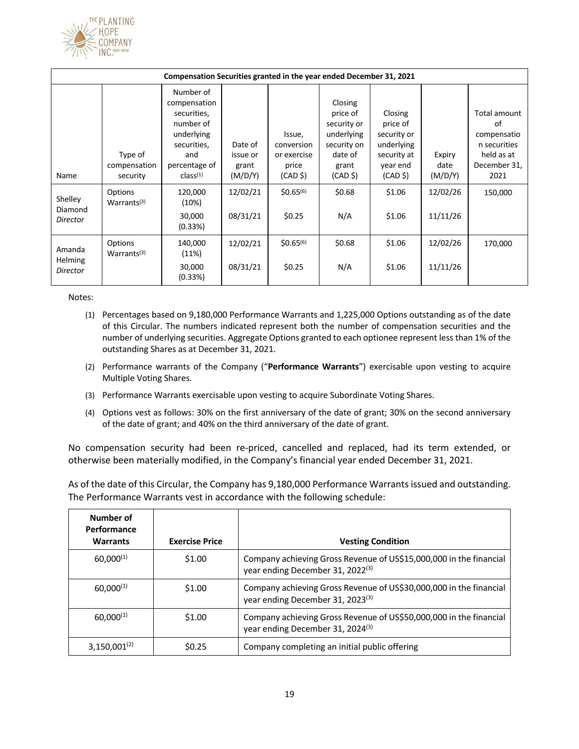| Compensation Securities granted in the year ended December 31, 2021 | | | | | | | | |
|---|---|---|---|---|---|---|---|---|
| Name | Type of compensation security | Number of compensation securities, number of underlying securities, and percentage of class[1] | Date of issue or grant (M/D/Y) | Issue, conversion or exercise price (CAD $) | Closing price of security or underlying security on date of grant (CAD $) | Closing price of security or underlying security at year end (CAD $) | Expiry date (M/D/Y) | Total amount of compensation securities held as at December 31, 2021 |
| Shelley Diamond *Director* | Options | 120,000 (10%) | 12/02/21 | $0.65[6] | $0.68 | $1.06 | 12/02/26 | 150,000 |
| | Warrants[3] | 30,000 (0.33%) | 08/31/21 | $0.25 | N/A | $1.06 | 11/11/26 | |
| Amanda Helming *Director* | Options | 140,000 (11%) | 12/02/21 | $0.65[6] | $0.68 | $1.06 | 12/02/26 | 170,000 |
| | Warrants[3] | 30,000 (0.33%) | 08/31/21 | $0.25 | N/A | $1.06 | 11/11/26 | |

Notes:

(1) Percentages based on 9,180,000 Performance Warrants and 1,225,000 Options outstanding as of the date of this Circular. The numbers indicated represent both the number of compensation securities and the number of underlying securities. Aggregate Options granted to each optionee represent less than 1% of the outstanding Shares as at December 31, 2021.

(2) Performance warrants of the Company ("**Performance Warrants**") exercisable upon vesting to acquire Multiple Voting Shares.

(3) Performance Warrants exercisable upon vesting to acquire Subordinate Voting Shares.

(4) Options vest as follows: 30% on the first anniversary of the date of grant; 30% on the second anniversary of the date of grant; and 40% on the third anniversary of the date of grant.

No compensation security had been re-priced, cancelled and replaced, had its term extended, or otherwise been materially modified, in the Company's financial year ended December 31, 2021.

As of the date of this Circular, the Company has 9,180,000 Performance Warrants issued and outstanding. The Performance Warrants vest in accordance with the following schedule:

| Number of Performance Warrants | Exercise Price | Vesting Condition |
|---|---|---|
| 60,000[1] | $1.00 | Company achieving Gross Revenue of US$15,000,000 in the financial year ending December 31, 2022[3] |
| 60,000[1] | $1.00 | Company achieving Gross Revenue of US$30,000,000 in the financial year ending December 31, 2023[3] |
| 60,000[1] | $1.00 | Company achieving Gross Revenue of US$50,000,000 in the financial year ending December 31, 2024[3] |
| 3,150,001[2] | $0.25 | Company completing an initial public offering |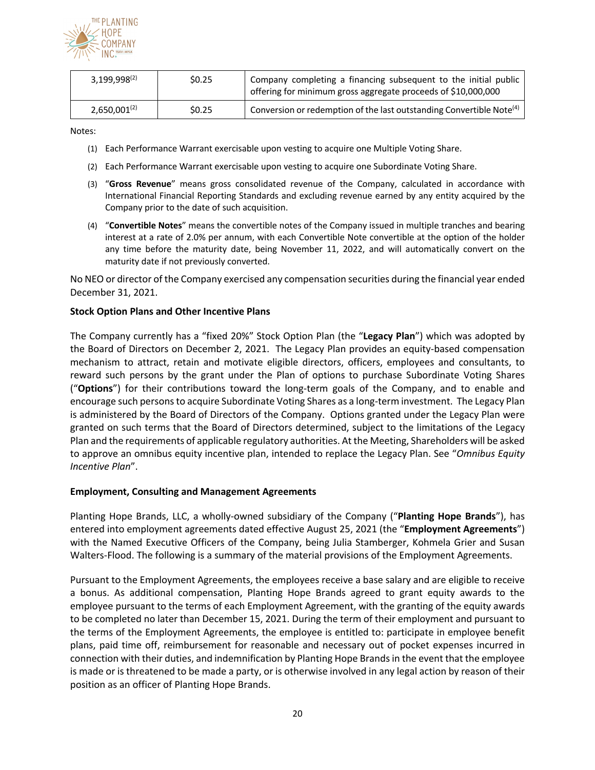| | | |
|---|---|---|
| 3,199,998[2] | $0.25 | Company completing a financing subsequent to the initial public offering for minimum gross aggregate proceeds of $10,000,000 |
| 2,650,001[2] | $0.25 | Conversion or redemption of the last outstanding Convertible Note[4] |

Notes:

(1) Each Performance Warrant exercisable upon vesting to acquire one Multiple Voting Share.

(2) Each Performance Warrant exercisable upon vesting to acquire one Subordinate Voting Share.

(3) "**Gross Revenue**" means gross consolidated revenue of the Company, calculated in accordance with International Financial Reporting Standards and excluding revenue earned by any entity acquired by the Company prior to the date of such acquisition.

(4) "**Convertible Notes**" means the convertible notes of the Company issued in multiple tranches and bearing interest at a rate of 2.0% per annum, with each Convertible Note convertible at the option of the holder any time before the maturity date, being November 11, 2022, and will automatically convert on the maturity date if not previously converted.

No NEO or director of the Company exercised any compensation securities during the financial year ended December 31, 2021.

**Stock Option Plans and Other Incentive Plans**

The Company currently has a "fixed 20%" Stock Option Plan (the "**Legacy Plan**") which was adopted by the Board of Directors on December 2, 2021. The Legacy Plan provides an equity-based compensation mechanism to attract, retain and motivate eligible directors, officers, employees and consultants, to reward such persons by the grant under the Plan of options to purchase Subordinate Voting Shares ("**Options**") for their contributions toward the long-term goals of the Company, and to enable and encourage such persons to acquire Subordinate Voting Shares as a long-term investment. The Legacy Plan is administered by the Board of Directors of the Company. Options granted under the Legacy Plan were granted on such terms that the Board of Directors determined, subject to the limitations of the Legacy Plan and the requirements of applicable regulatory authorities. At the Meeting, Shareholders will be asked to approve an omnibus equity incentive plan, intended to replace the Legacy Plan. See "*Omnibus Equity Incentive Plan*".

**Employment, Consulting and Management Agreements**

Planting Hope Brands, LLC, a wholly-owned subsidiary of the Company ("**Planting Hope Brands**"), has entered into employment agreements dated effective August 25, 2021 (the "**Employment Agreements**") with the Named Executive Officers of the Company, being Julia Stamberger, Kohmela Grier and Susan Walters-Flood. The following is a summary of the material provisions of the Employment Agreements.

Pursuant to the Employment Agreements, the employees receive a base salary and are eligible to receive a bonus. As additional compensation, Planting Hope Brands agreed to grant equity awards to the employee pursuant to the terms of each Employment Agreement, with the granting of the equity awards to be completed no later than December 15, 2021. During the term of their employment and pursuant to the terms of the Employment Agreements, the employee is entitled to: participate in employee benefit plans, paid time off, reimbursement for reasonable and necessary out of pocket expenses incurred in connection with their duties, and indemnification by Planting Hope Brands in the event that the employee is made or is threatened to be made a party, or is otherwise involved in any legal action by reason of their position as an officer of Planting Hope Brands.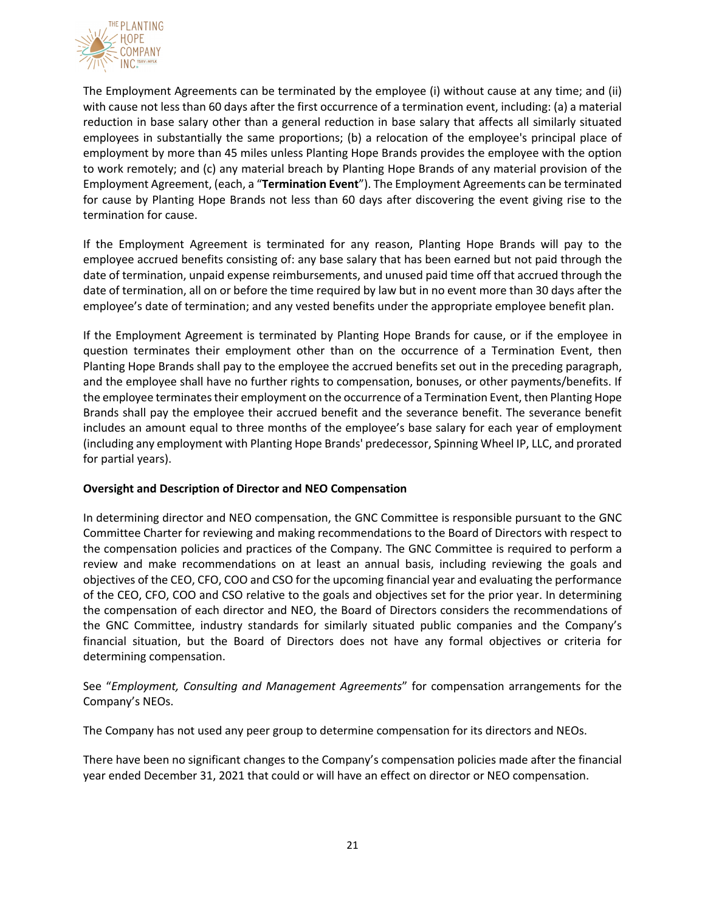The Employment Agreements can be terminated by the employee (i) without cause at any time; and (ii) with cause not less than 60 days after the first occurrence of a termination event, including: (a) a material reduction in base salary other than a general reduction in base salary that affects all similarly situated employees in substantially the same proportions; (b) a relocation of the employee's principal place of employment by more than 45 miles unless Planting Hope Brands provides the employee with the option to work remotely; and (c) any material breach by Planting Hope Brands of any material provision of the Employment Agreement, (each, a "**Termination Event**"). The Employment Agreements can be terminated for cause by Planting Hope Brands not less than 60 days after discovering the event giving rise to the termination for cause.

If the Employment Agreement is terminated for any reason, Planting Hope Brands will pay to the employee accrued benefits consisting of: any base salary that has been earned but not paid through the date of termination, unpaid expense reimbursements, and unused paid time off that accrued through the date of termination, all on or before the time required by law but in no event more than 30 days after the employee's date of termination; and any vested benefits under the appropriate employee benefit plan.

If the Employment Agreement is terminated by Planting Hope Brands for cause, or if the employee in question terminates their employment other than on the occurrence of a Termination Event, then Planting Hope Brands shall pay to the employee the accrued benefits set out in the preceding paragraph, and the employee shall have no further rights to compensation, bonuses, or other payments/benefits. If the employee terminates their employment on the occurrence of a Termination Event, then Planting Hope Brands shall pay the employee their accrued benefit and the severance benefit. The severance benefit includes an amount equal to three months of the employee's base salary for each year of employment (including any employment with Planting Hope Brands' predecessor, Spinning Wheel IP, LLC, and prorated for partial years).

**Oversight and Description of Director and NEO Compensation**

In determining director and NEO compensation, the GNC Committee is responsible pursuant to the GNC Committee Charter for reviewing and making recommendations to the Board of Directors with respect to the compensation policies and practices of the Company. The GNC Committee is required to perform a review and make recommendations on at least an annual basis, including reviewing the goals and objectives of the CEO, CFO, COO and CSO for the upcoming financial year and evaluating the performance of the CEO, CFO, COO and CSO relative to the goals and objectives set for the prior year. In determining the compensation of each director and NEO, the Board of Directors considers the recommendations of the GNC Committee, industry standards for similarly situated public companies and the Company's financial situation, but the Board of Directors does not have any formal objectives or criteria for determining compensation.

See "*Employment, Consulting and Management Agreements*" for compensation arrangements for the Company's NEOs.

The Company has not used any peer group to determine compensation for its directors and NEOs.

There have been no significant changes to the Company's compensation policies made after the financial year ended December 31, 2021 that could or will have an effect on director or NEO compensation.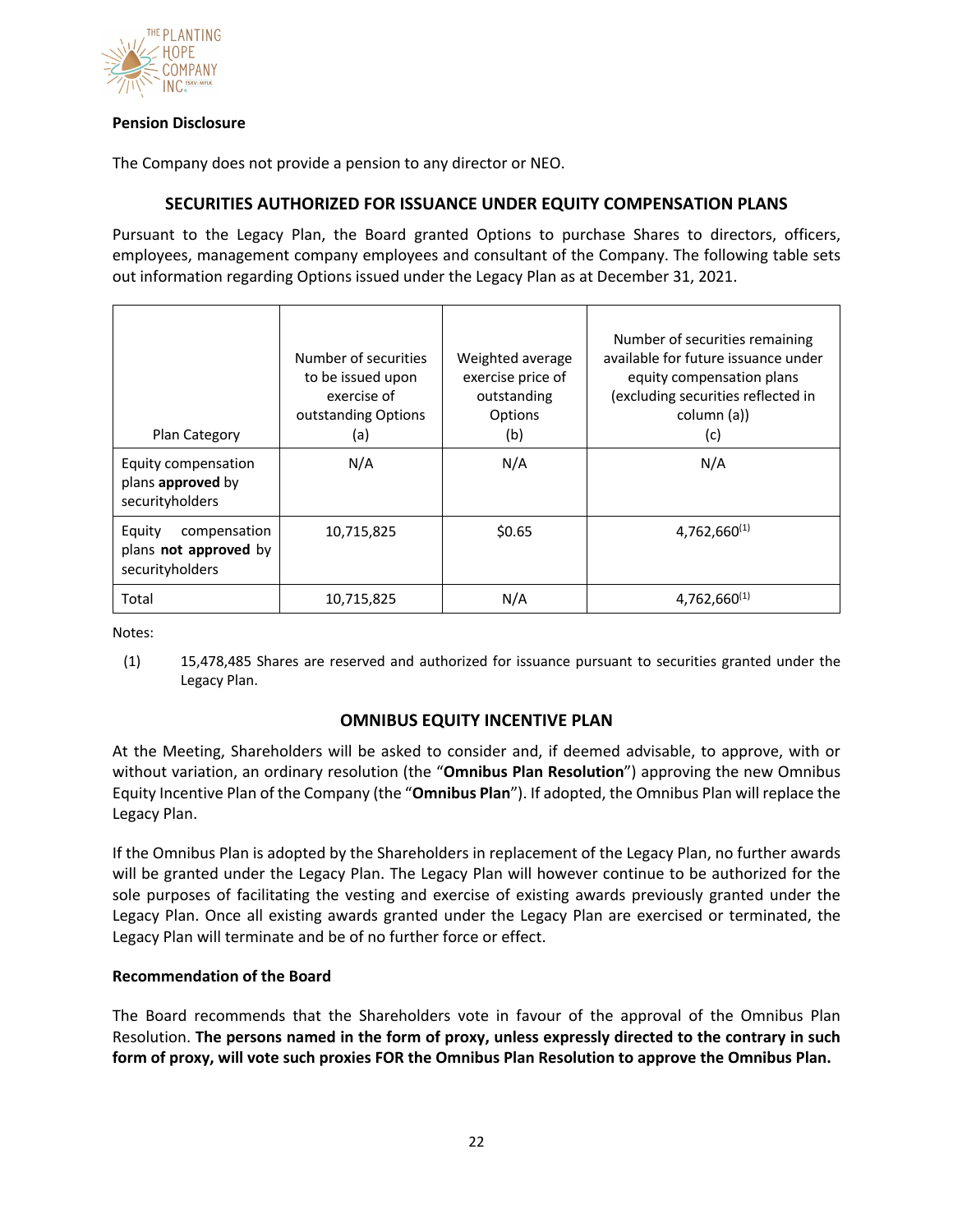**Pension Disclosure**

The Company does not provide a pension to any director or NEO.

## SECURITIES AUTHORIZED FOR ISSUANCE UNDER EQUITY COMPENSATION PLANS

Pursuant to the Legacy Plan, the Board granted Options to purchase Shares to directors, officers, employees, management company employees and consultant of the Company. The following table sets out information regarding Options issued under the Legacy Plan as at December 31, 2021.

| Plan Category | Number of securities to be issued upon exercise of outstanding Options (a) | Weighted average exercise price of outstanding Options (b) | Number of securities remaining available for future issuance under equity compensation plans (excluding securities reflected in column (a)) (c) |
|---|---|---|---|
| Equity compensation plans **approved** by securityholders | N/A | N/A | N/A |
| Equity compensation plans **not approved** by securityholders | 10,715,825 | $0.65 | 4,762,660(1) |
| Total | 10,715,825 | N/A | 4,762,660(1) |

Notes:

(1) 15,478,485 Shares are reserved and authorized for issuance pursuant to securities granted under the Legacy Plan.

## OMNIBUS EQUITY INCENTIVE PLAN

At the Meeting, Shareholders will be asked to consider and, if deemed advisable, to approve, with or without variation, an ordinary resolution (the "**Omnibus Plan Resolution**") approving the new Omnibus Equity Incentive Plan of the Company (the "**Omnibus Plan**"). If adopted, the Omnibus Plan will replace the Legacy Plan.

If the Omnibus Plan is adopted by the Shareholders in replacement of the Legacy Plan, no further awards will be granted under the Legacy Plan. The Legacy Plan will however continue to be authorized for the sole purposes of facilitating the vesting and exercise of existing awards previously granted under the Legacy Plan. Once all existing awards granted under the Legacy Plan are exercised or terminated, the Legacy Plan will terminate and be of no further force or effect.

**Recommendation of the Board**

The Board recommends that the Shareholders vote in favour of the approval of the Omnibus Plan Resolution. **The persons named in the form of proxy, unless expressly directed to the contrary in such form of proxy, will vote such proxies FOR the Omnibus Plan Resolution to approve the Omnibus Plan.**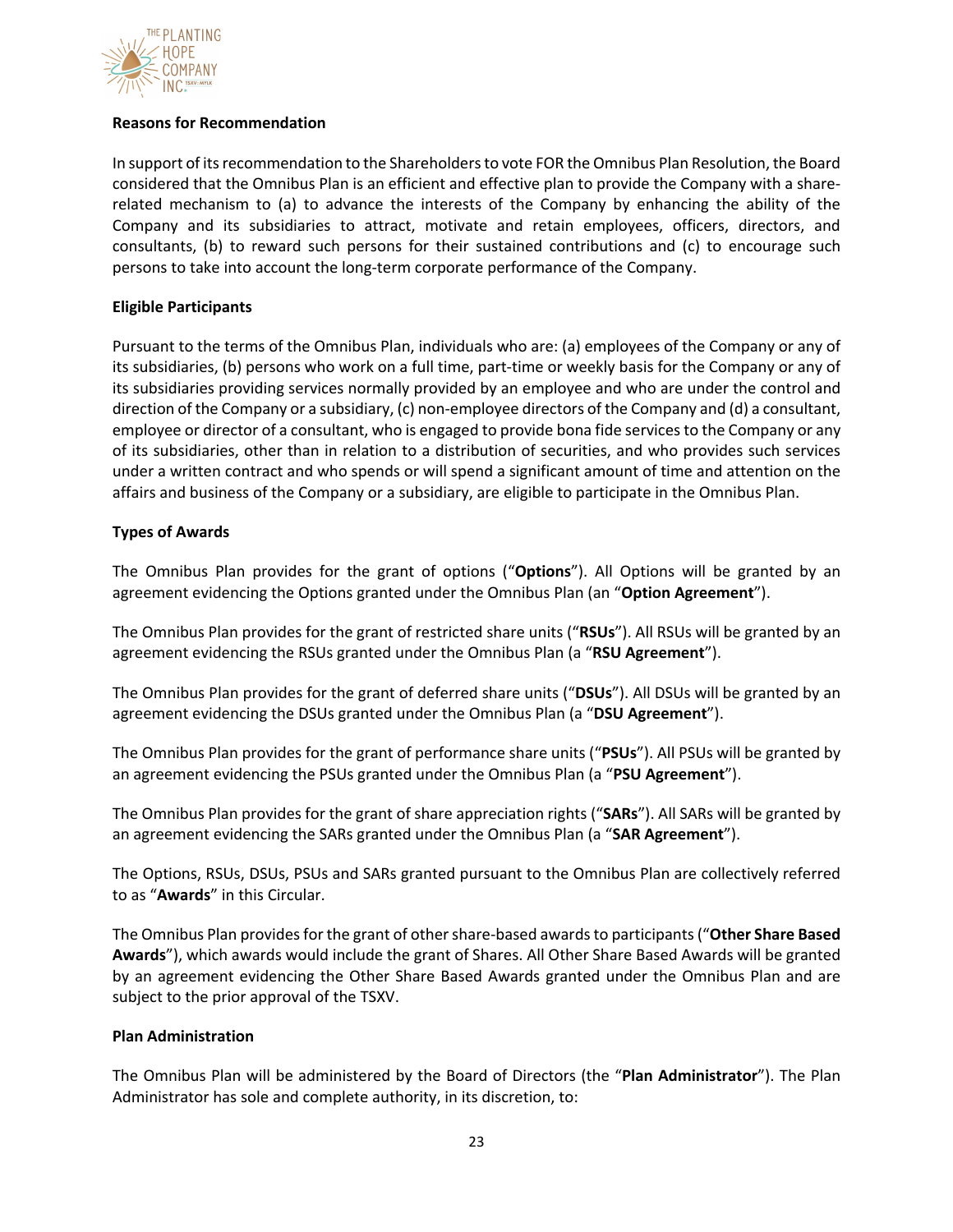**Reasons for Recommendation**

In support of its recommendation to the Shareholders to vote FOR the Omnibus Plan Resolution, the Board considered that the Omnibus Plan is an efficient and effective plan to provide the Company with a share-related mechanism to (a) to advance the interests of the Company by enhancing the ability of the Company and its subsidiaries to attract, motivate and retain employees, officers, directors, and consultants, (b) to reward such persons for their sustained contributions and (c) to encourage such persons to take into account the long-term corporate performance of the Company.

**Eligible Participants**

Pursuant to the terms of the Omnibus Plan, individuals who are: (a) employees of the Company or any of its subsidiaries, (b) persons who work on a full time, part-time or weekly basis for the Company or any of its subsidiaries providing services normally provided by an employee and who are under the control and direction of the Company or a subsidiary, (c) non-employee directors of the Company and (d) a consultant, employee or director of a consultant, who is engaged to provide bona fide services to the Company or any of its subsidiaries, other than in relation to a distribution of securities, and who provides such services under a written contract and who spends or will spend a significant amount of time and attention on the affairs and business of the Company or a subsidiary, are eligible to participate in the Omnibus Plan.

**Types of Awards**

The Omnibus Plan provides for the grant of options ("**Options**"). All Options will be granted by an agreement evidencing the Options granted under the Omnibus Plan (an "**Option Agreement**").

The Omnibus Plan provides for the grant of restricted share units ("**RSUs**"). All RSUs will be granted by an agreement evidencing the RSUs granted under the Omnibus Plan (a "**RSU Agreement**").

The Omnibus Plan provides for the grant of deferred share units ("**DSUs**"). All DSUs will be granted by an agreement evidencing the DSUs granted under the Omnibus Plan (a "**DSU Agreement**").

The Omnibus Plan provides for the grant of performance share units ("**PSUs**"). All PSUs will be granted by an agreement evidencing the PSUs granted under the Omnibus Plan (a "**PSU Agreement**").

The Omnibus Plan provides for the grant of share appreciation rights ("**SARs**"). All SARs will be granted by an agreement evidencing the SARs granted under the Omnibus Plan (a "**SAR Agreement**").

The Options, RSUs, DSUs, PSUs and SARs granted pursuant to the Omnibus Plan are collectively referred to as "**Awards**" in this Circular.

The Omnibus Plan provides for the grant of other share-based awards to participants ("**Other Share Based Awards**"), which awards would include the grant of Shares. All Other Share Based Awards will be granted by an agreement evidencing the Other Share Based Awards granted under the Omnibus Plan and are subject to the prior approval of the TSXV.

**Plan Administration**

The Omnibus Plan will be administered by the Board of Directors (the "**Plan Administrator**"). The Plan Administrator has sole and complete authority, in its discretion, to: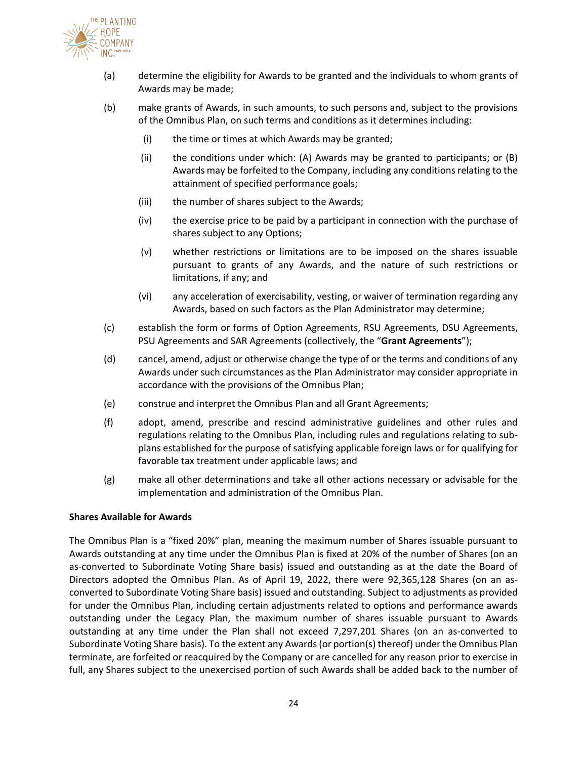(a) determine the eligibility for Awards to be granted and the individuals to whom grants of Awards may be made;

(b) make grants of Awards, in such amounts, to such persons and, subject to the provisions of the Omnibus Plan, on such terms and conditions as it determines including:

   (i) the time or times at which Awards may be granted;

   (ii) the conditions under which: (A) Awards may be granted to participants; or (B) Awards may be forfeited to the Company, including any conditions relating to the attainment of specified performance goals;

   (iii) the number of shares subject to the Awards;

   (iv) the exercise price to be paid by a participant in connection with the purchase of shares subject to any Options;

   (v) whether restrictions or limitations are to be imposed on the shares issuable pursuant to grants of any Awards, and the nature of such restrictions or limitations, if any; and

   (vi) any acceleration of exercisability, vesting, or waiver of termination regarding any Awards, based on such factors as the Plan Administrator may determine;

(c) establish the form or forms of Option Agreements, RSU Agreements, DSU Agreements, PSU Agreements and SAR Agreements (collectively, the "**Grant Agreements**");

(d) cancel, amend, adjust or otherwise change the type of or the terms and conditions of any Awards under such circumstances as the Plan Administrator may consider appropriate in accordance with the provisions of the Omnibus Plan;

(e) construe and interpret the Omnibus Plan and all Grant Agreements;

(f) adopt, amend, prescribe and rescind administrative guidelines and other rules and regulations relating to the Omnibus Plan, including rules and regulations relating to sub-plans established for the purpose of satisfying applicable foreign laws or for qualifying for favorable tax treatment under applicable laws; and

(g) make all other determinations and take all other actions necessary or advisable for the implementation and administration of the Omnibus Plan.

**Shares Available for Awards**

The Omnibus Plan is a "fixed 20%" plan, meaning the maximum number of Shares issuable pursuant to Awards outstanding at any time under the Omnibus Plan is fixed at 20% of the number of Shares (on an as-converted to Subordinate Voting Share basis) issued and outstanding as at the date the Board of Directors adopted the Omnibus Plan. As of April 19, 2022, there were 92,365,128 Shares (on an as-converted to Subordinate Voting Share basis) issued and outstanding. Subject to adjustments as provided for under the Omnibus Plan, including certain adjustments related to options and performance awards outstanding under the Legacy Plan, the maximum number of shares issuable pursuant to Awards outstanding at any time under the Plan shall not exceed 7,297,201 Shares (on an as-converted to Subordinate Voting Share basis). To the extent any Awards (or portion(s) thereof) under the Omnibus Plan terminate, are forfeited or reacquired by the Company or are cancelled for any reason prior to exercise in full, any Shares subject to the unexercised portion of such Awards shall be added back to the number of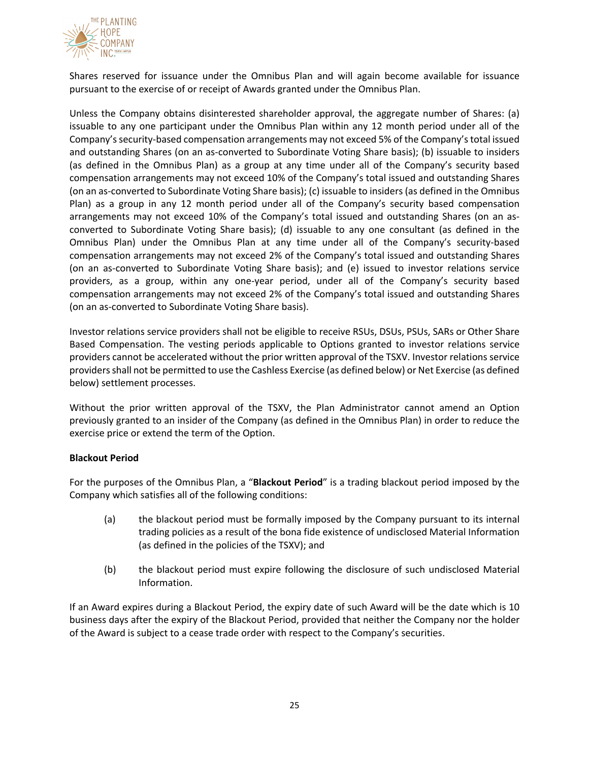Shares reserved for issuance under the Omnibus Plan and will again become available for issuance pursuant to the exercise of or receipt of Awards granted under the Omnibus Plan.

Unless the Company obtains disinterested shareholder approval, the aggregate number of Shares: (a) issuable to any one participant under the Omnibus Plan within any 12 month period under all of the Company's security-based compensation arrangements may not exceed 5% of the Company's total issued and outstanding Shares (on an as-converted to Subordinate Voting Share basis); (b) issuable to insiders (as defined in the Omnibus Plan) as a group at any time under all of the Company's security based compensation arrangements may not exceed 10% of the Company's total issued and outstanding Shares (on an as-converted to Subordinate Voting Share basis); (c) issuable to insiders (as defined in the Omnibus Plan) as a group in any 12 month period under all of the Company's security based compensation arrangements may not exceed 10% of the Company's total issued and outstanding Shares (on an as-converted to Subordinate Voting Share basis); (d) issuable to any one consultant (as defined in the Omnibus Plan) under the Omnibus Plan at any time under all of the Company's security-based compensation arrangements may not exceed 2% of the Company's total issued and outstanding Shares (on an as-converted to Subordinate Voting Share basis); and (e) issued to investor relations service providers, as a group, within any one-year period, under all of the Company's security based compensation arrangements may not exceed 2% of the Company's total issued and outstanding Shares (on an as-converted to Subordinate Voting Share basis).

Investor relations service providers shall not be eligible to receive RSUs, DSUs, PSUs, SARs or Other Share Based Compensation. The vesting periods applicable to Options granted to investor relations service providers cannot be accelerated without the prior written approval of the TSXV. Investor relations service providers shall not be permitted to use the Cashless Exercise (as defined below) or Net Exercise (as defined below) settlement processes.

Without the prior written approval of the TSXV, the Plan Administrator cannot amend an Option previously granted to an insider of the Company (as defined in the Omnibus Plan) in order to reduce the exercise price or extend the term of the Option.

**Blackout Period**

For the purposes of the Omnibus Plan, a "**Blackout Period**" is a trading blackout period imposed by the Company which satisfies all of the following conditions:

(a) the blackout period must be formally imposed by the Company pursuant to its internal trading policies as a result of the bona fide existence of undisclosed Material Information (as defined in the policies of the TSXV); and

(b) the blackout period must expire following the disclosure of such undisclosed Material Information.

If an Award expires during a Blackout Period, the expiry date of such Award will be the date which is 10 business days after the expiry of the Blackout Period, provided that neither the Company nor the holder of the Award is subject to a cease trade order with respect to the Company's securities.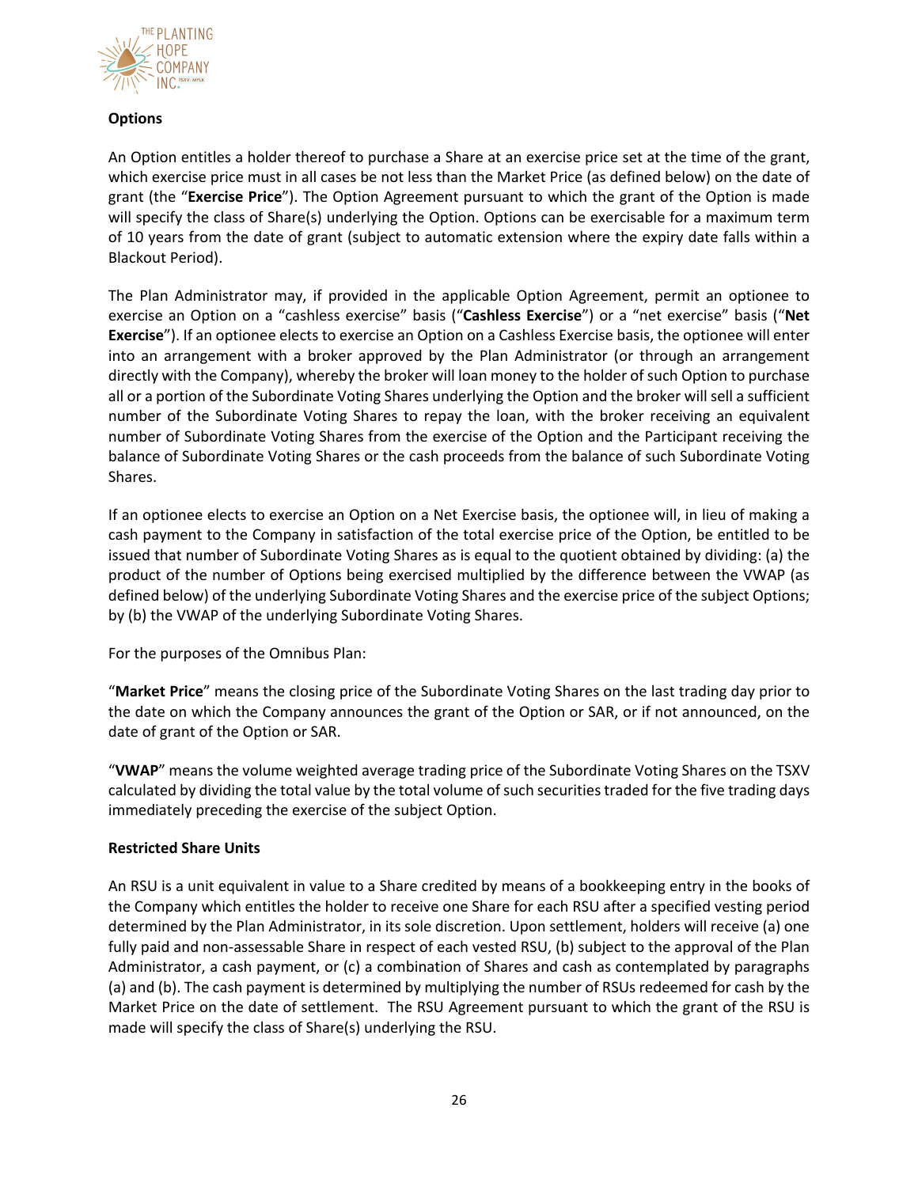**Options**

An Option entitles a holder thereof to purchase a Share at an exercise price set at the time of the grant, which exercise price must in all cases be not less than the Market Price (as defined below) on the date of grant (the "**Exercise Price**"). The Option Agreement pursuant to which the grant of the Option is made will specify the class of Share(s) underlying the Option. Options can be exercisable for a maximum term of 10 years from the date of grant (subject to automatic extension where the expiry date falls within a Blackout Period).

The Plan Administrator may, if provided in the applicable Option Agreement, permit an optionee to exercise an Option on a "cashless exercise" basis ("**Cashless Exercise**") or a "net exercise" basis ("**Net Exercise**"). If an optionee elects to exercise an Option on a Cashless Exercise basis, the optionee will enter into an arrangement with a broker approved by the Plan Administrator (or through an arrangement directly with the Company), whereby the broker will loan money to the holder of such Option to purchase all or a portion of the Subordinate Voting Shares underlying the Option and the broker will sell a sufficient number of the Subordinate Voting Shares to repay the loan, with the broker receiving an equivalent number of Subordinate Voting Shares from the exercise of the Option and the Participant receiving the balance of Subordinate Voting Shares or the cash proceeds from the balance of such Subordinate Voting Shares.

If an optionee elects to exercise an Option on a Net Exercise basis, the optionee will, in lieu of making a cash payment to the Company in satisfaction of the total exercise price of the Option, be entitled to be issued that number of Subordinate Voting Shares as is equal to the quotient obtained by dividing: (a) the product of the number of Options being exercised multiplied by the difference between the VWAP (as defined below) of the underlying Subordinate Voting Shares and the exercise price of the subject Options; by (b) the VWAP of the underlying Subordinate Voting Shares.

For the purposes of the Omnibus Plan:

"**Market Price**" means the closing price of the Subordinate Voting Shares on the last trading day prior to the date on which the Company announces the grant of the Option or SAR, or if not announced, on the date of grant of the Option or SAR.

"**VWAP**" means the volume weighted average trading price of the Subordinate Voting Shares on the TSXV calculated by dividing the total value by the total volume of such securities traded for the five trading days immediately preceding the exercise of the subject Option.

**Restricted Share Units**

An RSU is a unit equivalent in value to a Share credited by means of a bookkeeping entry in the books of the Company which entitles the holder to receive one Share for each RSU after a specified vesting period determined by the Plan Administrator, in its sole discretion. Upon settlement, holders will receive (a) one fully paid and non-assessable Share in respect of each vested RSU, (b) subject to the approval of the Plan Administrator, a cash payment, or (c) a combination of Shares and cash as contemplated by paragraphs (a) and (b). The cash payment is determined by multiplying the number of RSUs redeemed for cash by the Market Price on the date of settlement. The RSU Agreement pursuant to which the grant of the RSU is made will specify the class of Share(s) underlying the RSU.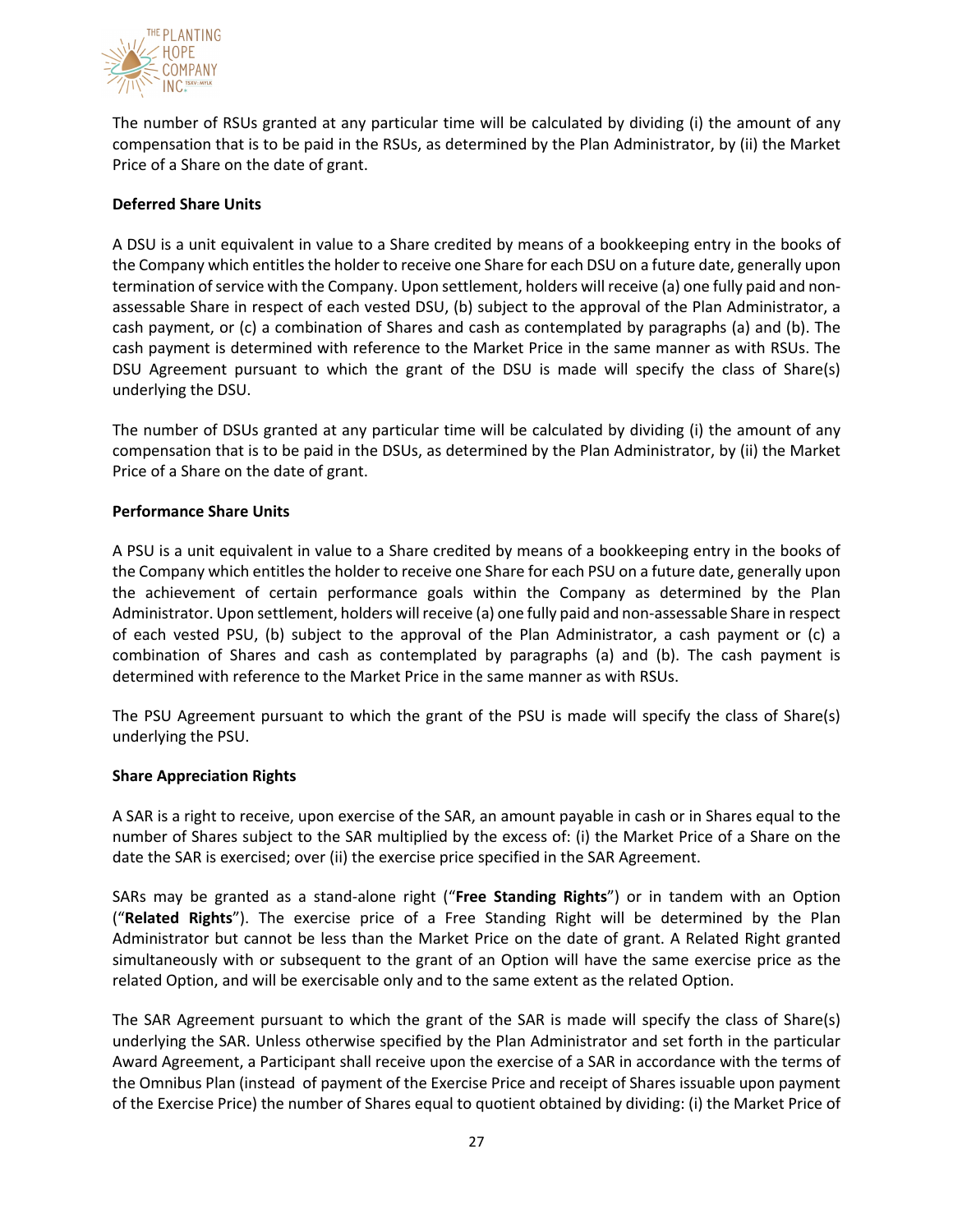The number of RSUs granted at any particular time will be calculated by dividing (i) the amount of any compensation that is to be paid in the RSUs, as determined by the Plan Administrator, by (ii) the Market Price of a Share on the date of grant.

**Deferred Share Units**

A DSU is a unit equivalent in value to a Share credited by means of a bookkeeping entry in the books of the Company which entitles the holder to receive one Share for each DSU on a future date, generally upon termination of service with the Company. Upon settlement, holders will receive (a) one fully paid and non-assessable Share in respect of each vested DSU, (b) subject to the approval of the Plan Administrator, a cash payment, or (c) a combination of Shares and cash as contemplated by paragraphs (a) and (b). The cash payment is determined with reference to the Market Price in the same manner as with RSUs. The DSU Agreement pursuant to which the grant of the DSU is made will specify the class of Share(s) underlying the DSU.

The number of DSUs granted at any particular time will be calculated by dividing (i) the amount of any compensation that is to be paid in the DSUs, as determined by the Plan Administrator, by (ii) the Market Price of a Share on the date of grant.

**Performance Share Units**

A PSU is a unit equivalent in value to a Share credited by means of a bookkeeping entry in the books of the Company which entitles the holder to receive one Share for each PSU on a future date, generally upon the achievement of certain performance goals within the Company as determined by the Plan Administrator. Upon settlement, holders will receive (a) one fully paid and non-assessable Share in respect of each vested PSU, (b) subject to the approval of the Plan Administrator, a cash payment or (c) a combination of Shares and cash as contemplated by paragraphs (a) and (b). The cash payment is determined with reference to the Market Price in the same manner as with RSUs.

The PSU Agreement pursuant to which the grant of the PSU is made will specify the class of Share(s) underlying the PSU.

**Share Appreciation Rights**

A SAR is a right to receive, upon exercise of the SAR, an amount payable in cash or in Shares equal to the number of Shares subject to the SAR multiplied by the excess of: (i) the Market Price of a Share on the date the SAR is exercised; over (ii) the exercise price specified in the SAR Agreement.

SARs may be granted as a stand-alone right ("**Free Standing Rights**") or in tandem with an Option ("**Related Rights**"). The exercise price of a Free Standing Right will be determined by the Plan Administrator but cannot be less than the Market Price on the date of grant. A Related Right granted simultaneously with or subsequent to the grant of an Option will have the same exercise price as the related Option, and will be exercisable only and to the same extent as the related Option.

The SAR Agreement pursuant to which the grant of the SAR is made will specify the class of Share(s) underlying the SAR. Unless otherwise specified by the Plan Administrator and set forth in the particular Award Agreement, a Participant shall receive upon the exercise of a SAR in accordance with the terms of the Omnibus Plan (instead of payment of the Exercise Price and receipt of Shares issuable upon payment of the Exercise Price) the number of Shares equal to quotient obtained by dividing: (i) the Market Price of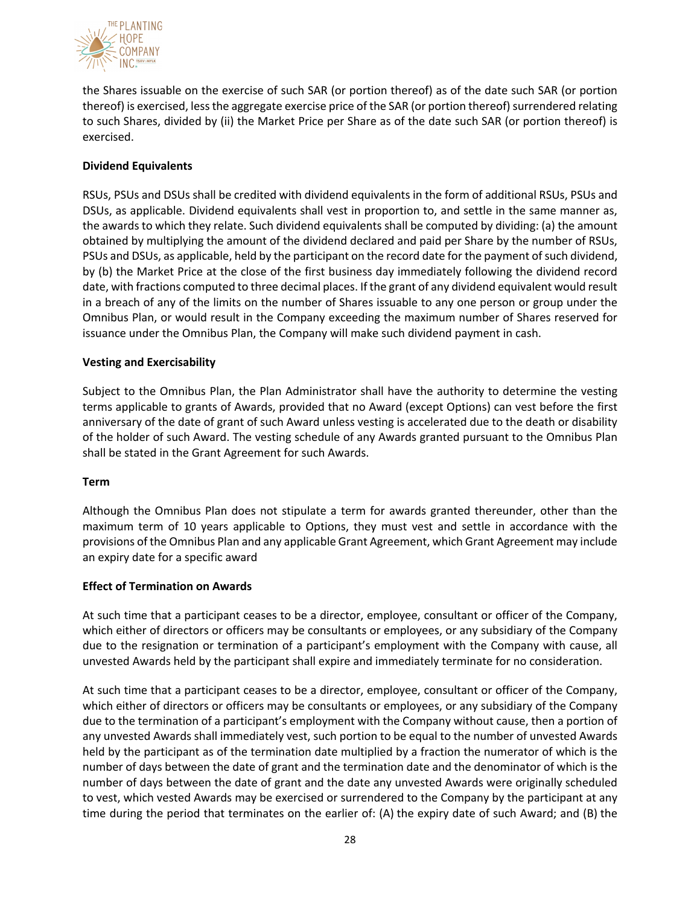the Shares issuable on the exercise of such SAR (or portion thereof) as of the date such SAR (or portion thereof) is exercised, less the aggregate exercise price of the SAR (or portion thereof) surrendered relating to such Shares, divided by (ii) the Market Price per Share as of the date such SAR (or portion thereof) is exercised.

**Dividend Equivalents**

RSUs, PSUs and DSUs shall be credited with dividend equivalents in the form of additional RSUs, PSUs and DSUs, as applicable. Dividend equivalents shall vest in proportion to, and settle in the same manner as, the awards to which they relate. Such dividend equivalents shall be computed by dividing: (a) the amount obtained by multiplying the amount of the dividend declared and paid per Share by the number of RSUs, PSUs and DSUs, as applicable, held by the participant on the record date for the payment of such dividend, by (b) the Market Price at the close of the first business day immediately following the dividend record date, with fractions computed to three decimal places. If the grant of any dividend equivalent would result in a breach of any of the limits on the number of Shares issuable to any one person or group under the Omnibus Plan, or would result in the Company exceeding the maximum number of Shares reserved for issuance under the Omnibus Plan, the Company will make such dividend payment in cash.

**Vesting and Exercisability**

Subject to the Omnibus Plan, the Plan Administrator shall have the authority to determine the vesting terms applicable to grants of Awards, provided that no Award (except Options) can vest before the first anniversary of the date of grant of such Award unless vesting is accelerated due to the death or disability of the holder of such Award. The vesting schedule of any Awards granted pursuant to the Omnibus Plan shall be stated in the Grant Agreement for such Awards.

**Term**

Although the Omnibus Plan does not stipulate a term for awards granted thereunder, other than the maximum term of 10 years applicable to Options, they must vest and settle in accordance with the provisions of the Omnibus Plan and any applicable Grant Agreement, which Grant Agreement may include an expiry date for a specific award

**Effect of Termination on Awards**

At such time that a participant ceases to be a director, employee, consultant or officer of the Company, which either of directors or officers may be consultants or employees, or any subsidiary of the Company due to the resignation or termination of a participant's employment with the Company with cause, all unvested Awards held by the participant shall expire and immediately terminate for no consideration.

At such time that a participant ceases to be a director, employee, consultant or officer of the Company, which either of directors or officers may be consultants or employees, or any subsidiary of the Company due to the termination of a participant's employment with the Company without cause, then a portion of any unvested Awards shall immediately vest, such portion to be equal to the number of unvested Awards held by the participant as of the termination date multiplied by a fraction the numerator of which is the number of days between the date of grant and the termination date and the denominator of which is the number of days between the date of grant and the date any unvested Awards were originally scheduled to vest, which vested Awards may be exercised or surrendered to the Company by the participant at any time during the period that terminates on the earlier of: (A) the expiry date of such Award; and (B) the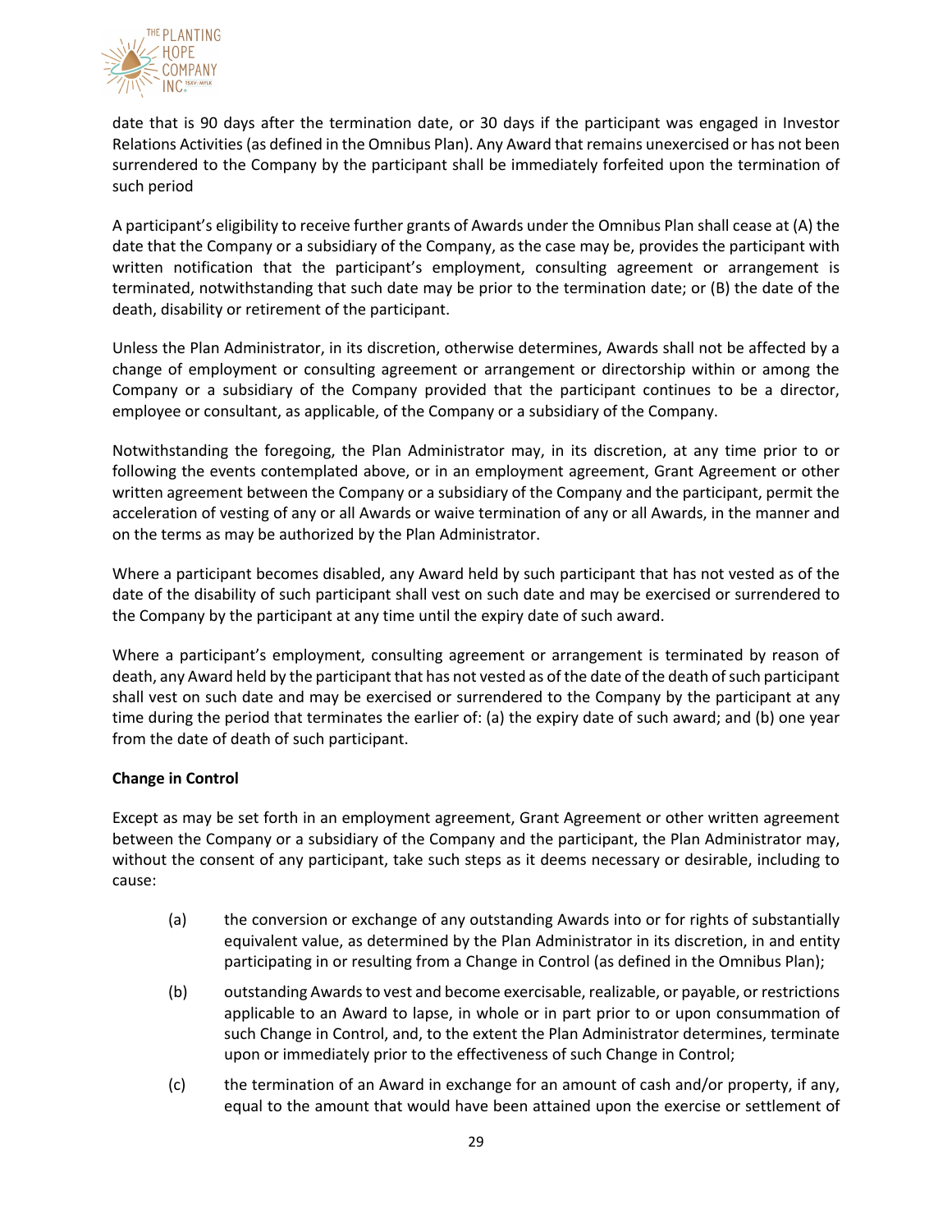date that is 90 days after the termination date, or 30 days if the participant was engaged in Investor Relations Activities (as defined in the Omnibus Plan). Any Award that remains unexercised or has not been surrendered to the Company by the participant shall be immediately forfeited upon the termination of such period

A participant's eligibility to receive further grants of Awards under the Omnibus Plan shall cease at (A) the date that the Company or a subsidiary of the Company, as the case may be, provides the participant with written notification that the participant's employment, consulting agreement or arrangement is terminated, notwithstanding that such date may be prior to the termination date; or (B) the date of the death, disability or retirement of the participant.

Unless the Plan Administrator, in its discretion, otherwise determines, Awards shall not be affected by a change of employment or consulting agreement or arrangement or directorship within or among the Company or a subsidiary of the Company provided that the participant continues to be a director, employee or consultant, as applicable, of the Company or a subsidiary of the Company.

Notwithstanding the foregoing, the Plan Administrator may, in its discretion, at any time prior to or following the events contemplated above, or in an employment agreement, Grant Agreement or other written agreement between the Company or a subsidiary of the Company and the participant, permit the acceleration of vesting of any or all Awards or waive termination of any or all Awards, in the manner and on the terms as may be authorized by the Plan Administrator.

Where a participant becomes disabled, any Award held by such participant that has not vested as of the date of the disability of such participant shall vest on such date and may be exercised or surrendered to the Company by the participant at any time until the expiry date of such award.

Where a participant's employment, consulting agreement or arrangement is terminated by reason of death, any Award held by the participant that has not vested as of the date of the death of such participant shall vest on such date and may be exercised or surrendered to the Company by the participant at any time during the period that terminates the earlier of: (a) the expiry date of such award; and (b) one year from the date of death of such participant.

**Change in Control**

Except as may be set forth in an employment agreement, Grant Agreement or other written agreement between the Company or a subsidiary of the Company and the participant, the Plan Administrator may, without the consent of any participant, take such steps as it deems necessary or desirable, including to cause:

(a) the conversion or exchange of any outstanding Awards into or for rights of substantially equivalent value, as determined by the Plan Administrator in its discretion, in and entity participating in or resulting from a Change in Control (as defined in the Omnibus Plan);

(b) outstanding Awards to vest and become exercisable, realizable, or payable, or restrictions applicable to an Award to lapse, in whole or in part prior to or upon consummation of such Change in Control, and, to the extent the Plan Administrator determines, terminate upon or immediately prior to the effectiveness of such Change in Control;

(c) the termination of an Award in exchange for an amount of cash and/or property, if any, equal to the amount that would have been attained upon the exercise or settlement of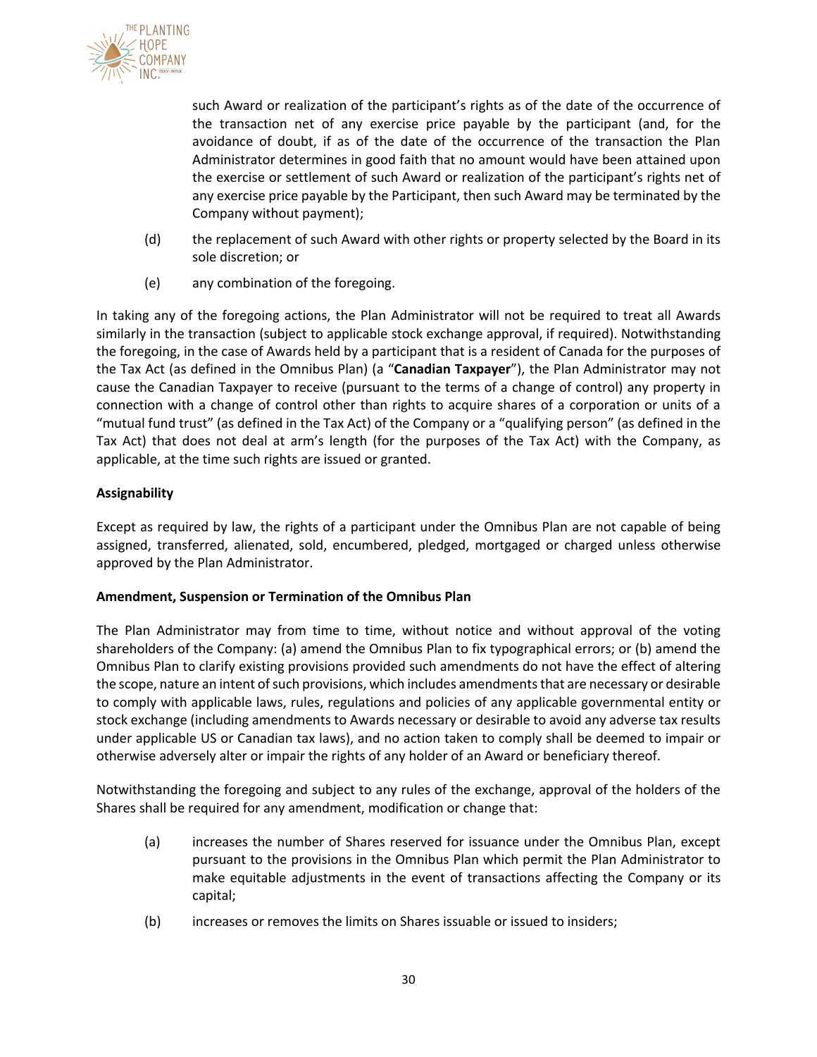such Award or realization of the participant's rights as of the date of the occurrence of the transaction net of any exercise price payable by the participant (and, for the avoidance of doubt, if as of the date of the occurrence of the transaction the Plan Administrator determines in good faith that no amount would have been attained upon the exercise or settlement of such Award or realization of the participant's rights net of any exercise price payable by the Participant, then such Award may be terminated by the Company without payment);

(d) the replacement of such Award with other rights or property selected by the Board in its sole discretion; or

(e) any combination of the foregoing.

In taking any of the foregoing actions, the Plan Administrator will not be required to treat all Awards similarly in the transaction (subject to applicable stock exchange approval, if required). Notwithstanding the foregoing, in the case of Awards held by a participant that is a resident of Canada for the purposes of the Tax Act (as defined in the Omnibus Plan) (a "**Canadian Taxpayer**"), the Plan Administrator may not cause the Canadian Taxpayer to receive (pursuant to the terms of a change of control) any property in connection with a change of control other than rights to acquire shares of a corporation or units of a "mutual fund trust" (as defined in the Tax Act) of the Company or a "qualifying person" (as defined in the Tax Act) that does not deal at arm's length (for the purposes of the Tax Act) with the Company, as applicable, at the time such rights are issued or granted.

**Assignability**

Except as required by law, the rights of a participant under the Omnibus Plan are not capable of being assigned, transferred, alienated, sold, encumbered, pledged, mortgaged or charged unless otherwise approved by the Plan Administrator.

**Amendment, Suspension or Termination of the Omnibus Plan**

The Plan Administrator may from time to time, without notice and without approval of the voting shareholders of the Company: (a) amend the Omnibus Plan to fix typographical errors; or (b) amend the Omnibus Plan to clarify existing provisions provided such amendments do not have the effect of altering the scope, nature an intent of such provisions, which includes amendments that are necessary or desirable to comply with applicable laws, rules, regulations and policies of any applicable governmental entity or stock exchange (including amendments to Awards necessary or desirable to avoid any adverse tax results under applicable US or Canadian tax laws), and no action taken to comply shall be deemed to impair or otherwise adversely alter or impair the rights of any holder of an Award or beneficiary thereof.

Notwithstanding the foregoing and subject to any rules of the exchange, approval of the holders of the Shares shall be required for any amendment, modification or change that:

(a) increases the number of Shares reserved for issuance under the Omnibus Plan, except pursuant to the provisions in the Omnibus Plan which permit the Plan Administrator to make equitable adjustments in the event of transactions affecting the Company or its capital;

(b) increases or removes the limits on Shares issuable or issued to insiders;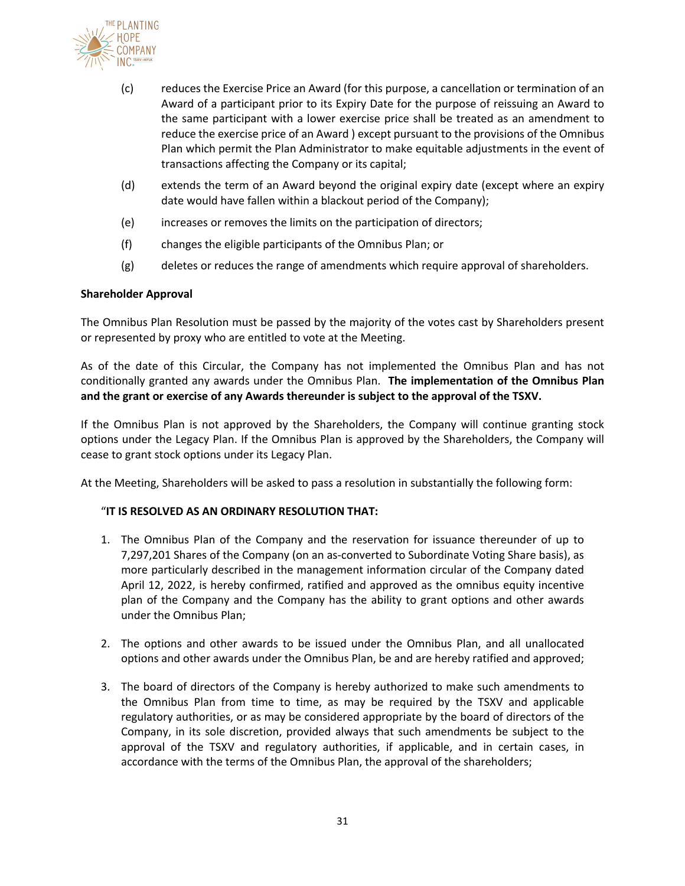(c) reduces the Exercise Price an Award (for this purpose, a cancellation or termination of an Award of a participant prior to its Expiry Date for the purpose of reissuing an Award to the same participant with a lower exercise price shall be treated as an amendment to reduce the exercise price of an Award ) except pursuant to the provisions of the Omnibus Plan which permit the Plan Administrator to make equitable adjustments in the event of transactions affecting the Company or its capital;

(d) extends the term of an Award beyond the original expiry date (except where an expiry date would have fallen within a blackout period of the Company);

(e) increases or removes the limits on the participation of directors;

(f) changes the eligible participants of the Omnibus Plan; or

(g) deletes or reduces the range of amendments which require approval of shareholders.

**Shareholder Approval**

The Omnibus Plan Resolution must be passed by the majority of the votes cast by Shareholders present or represented by proxy who are entitled to vote at the Meeting.

As of the date of this Circular, the Company has not implemented the Omnibus Plan and has not conditionally granted any awards under the Omnibus Plan. **The implementation of the Omnibus Plan and the grant or exercise of any Awards thereunder is subject to the approval of the TSXV.**

If the Omnibus Plan is not approved by the Shareholders, the Company will continue granting stock options under the Legacy Plan. If the Omnibus Plan is approved by the Shareholders, the Company will cease to grant stock options under its Legacy Plan.

At the Meeting, Shareholders will be asked to pass a resolution in substantially the following form:

"**IT IS RESOLVED AS AN ORDINARY RESOLUTION THAT:**

1. The Omnibus Plan of the Company and the reservation for issuance thereunder of up to 7,297,201 Shares of the Company (on an as-converted to Subordinate Voting Share basis), as more particularly described in the management information circular of the Company dated April 12, 2022, is hereby confirmed, ratified and approved as the omnibus equity incentive plan of the Company and the Company has the ability to grant options and other awards under the Omnibus Plan;

2. The options and other awards to be issued under the Omnibus Plan, and all unallocated options and other awards under the Omnibus Plan, be and are hereby ratified and approved;

3. The board of directors of the Company is hereby authorized to make such amendments to the Omnibus Plan from time to time, as may be required by the TSXV and applicable regulatory authorities, or as may be considered appropriate by the board of directors of the Company, in its sole discretion, provided always that such amendments be subject to the approval of the TSXV and regulatory authorities, if applicable, and in certain cases, in accordance with the terms of the Omnibus Plan, the approval of the shareholders;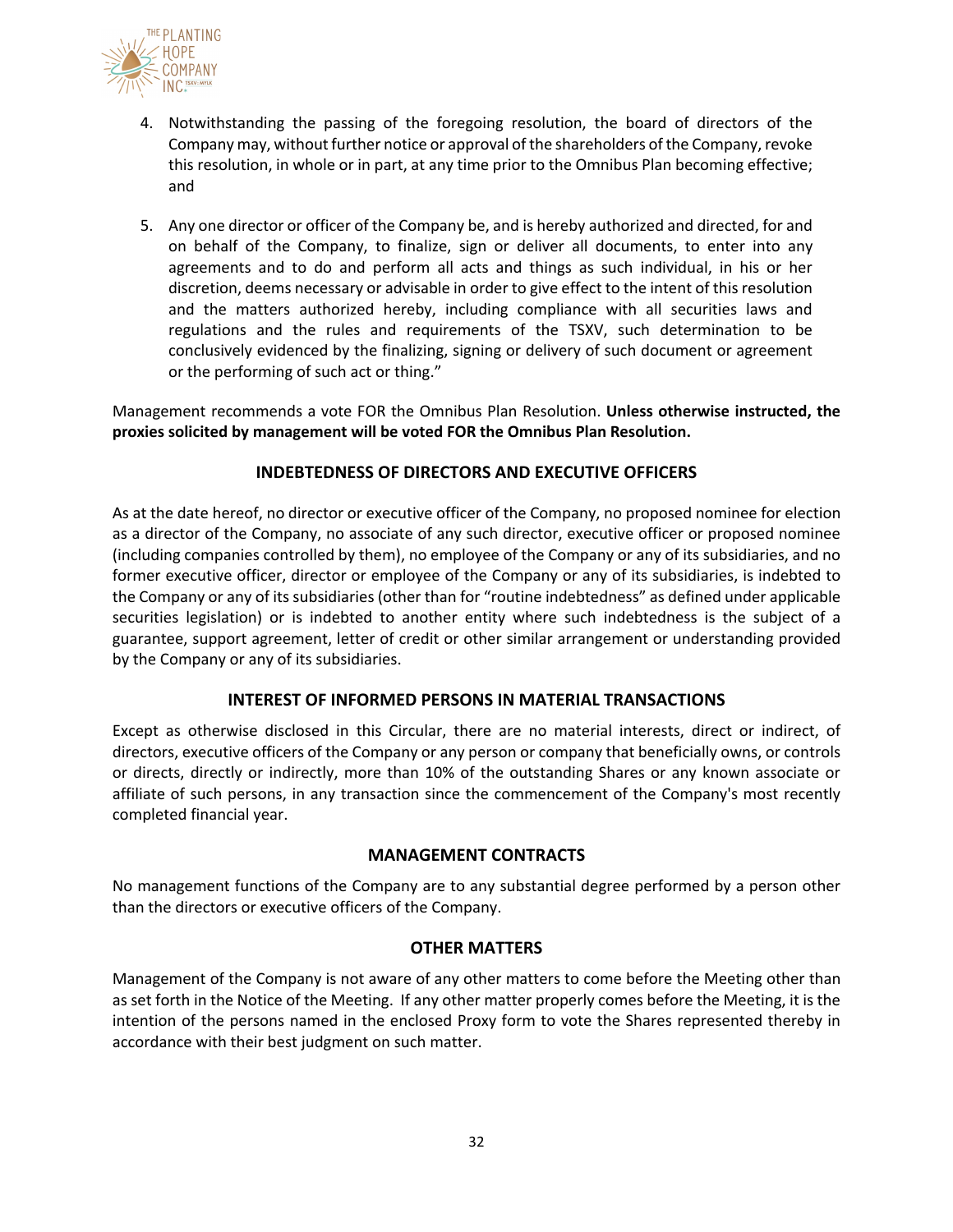4. Notwithstanding the passing of the foregoing resolution, the board of directors of the Company may, without further notice or approval of the shareholders of the Company, revoke this resolution, in whole or in part, at any time prior to the Omnibus Plan becoming effective; and

5. Any one director or officer of the Company be, and is hereby authorized and directed, for and on behalf of the Company, to finalize, sign or deliver all documents, to enter into any agreements and to do and perform all acts and things as such individual, in his or her discretion, deems necessary or advisable in order to give effect to the intent of this resolution and the matters authorized hereby, including compliance with all securities laws and regulations and the rules and requirements of the TSXV, such determination to be conclusively evidenced by the finalizing, signing or delivery of such document or agreement or the performing of such act or thing."

Management recommends a vote FOR the Omnibus Plan Resolution. **Unless otherwise instructed, the proxies solicited by management will be voted FOR the Omnibus Plan Resolution.**

## INDEBTEDNESS OF DIRECTORS AND EXECUTIVE OFFICERS

As at the date hereof, no director or executive officer of the Company, no proposed nominee for election as a director of the Company, no associate of any such director, executive officer or proposed nominee (including companies controlled by them), no employee of the Company or any of its subsidiaries, and no former executive officer, director or employee of the Company or any of its subsidiaries, is indebted to the Company or any of its subsidiaries (other than for "routine indebtedness" as defined under applicable securities legislation) or is indebted to another entity where such indebtedness is the subject of a guarantee, support agreement, letter of credit or other similar arrangement or understanding provided by the Company or any of its subsidiaries.

## INTEREST OF INFORMED PERSONS IN MATERIAL TRANSACTIONS

Except as otherwise disclosed in this Circular, there are no material interests, direct or indirect, of directors, executive officers of the Company or any person or company that beneficially owns, or controls or directs, directly or indirectly, more than 10% of the outstanding Shares or any known associate or affiliate of such persons, in any transaction since the commencement of the Company's most recently completed financial year.

## MANAGEMENT CONTRACTS

No management functions of the Company are to any substantial degree performed by a person other than the directors or executive officers of the Company.

## OTHER MATTERS

Management of the Company is not aware of any other matters to come before the Meeting other than as set forth in the Notice of the Meeting. If any other matter properly comes before the Meeting, it is the intention of the persons named in the enclosed Proxy form to vote the Shares represented thereby in accordance with their best judgment on such matter.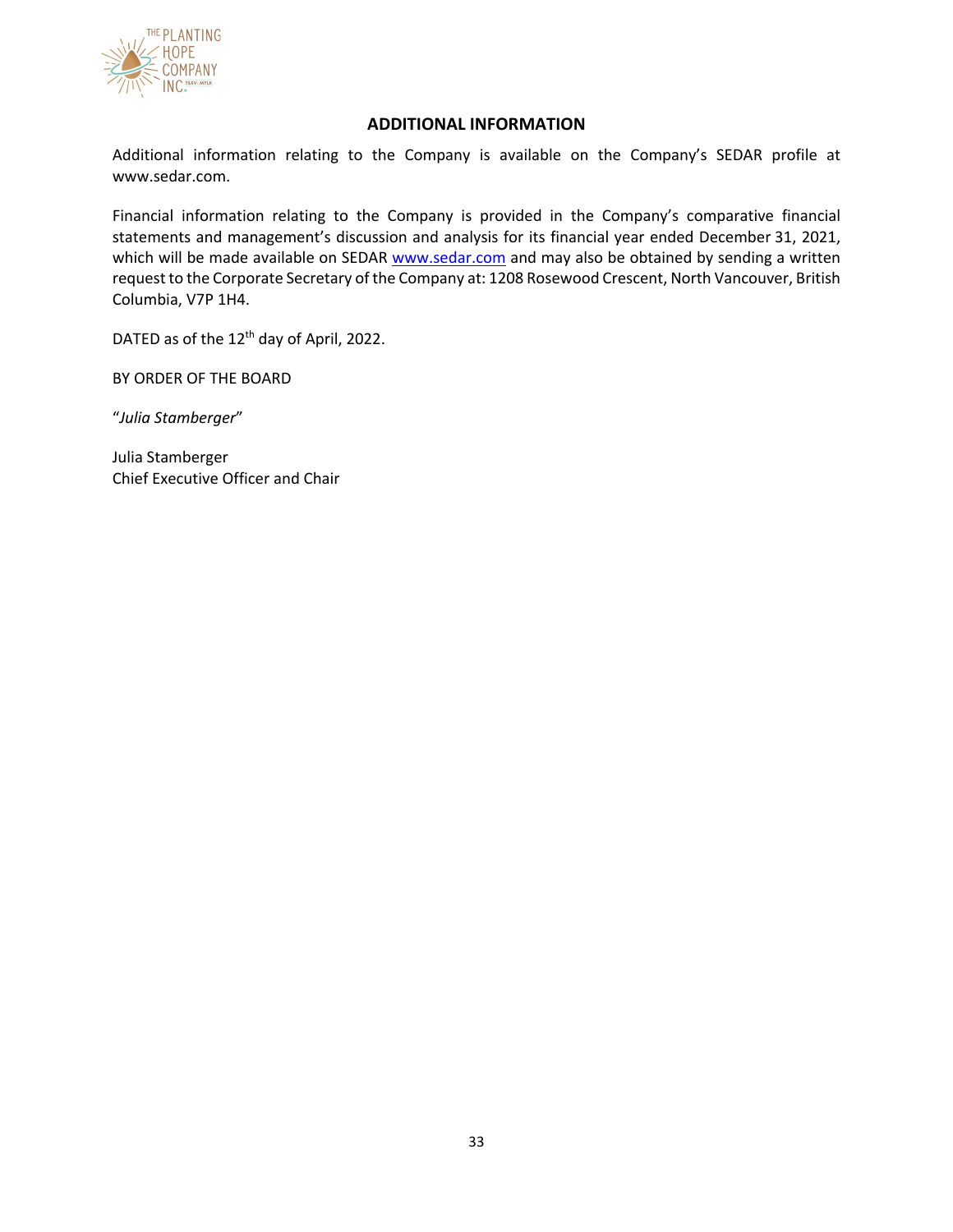## ADDITIONAL INFORMATION

Additional information relating to the Company is available on the Company's SEDAR profile at www.sedar.com.

Financial information relating to the Company is provided in the Company's comparative financial statements and management's discussion and analysis for its financial year ended December 31, 2021, which will be made available on SEDAR www.sedar.com and may also be obtained by sending a written request to the Corporate Secretary of the Company at: 1208 Rosewood Crescent, North Vancouver, British Columbia, V7P 1H4.

DATED as of the 12th day of April, 2022.

BY ORDER OF THE BOARD

"*Julia Stamberger*"

Julia Stamberger
Chief Executive Officer and Chair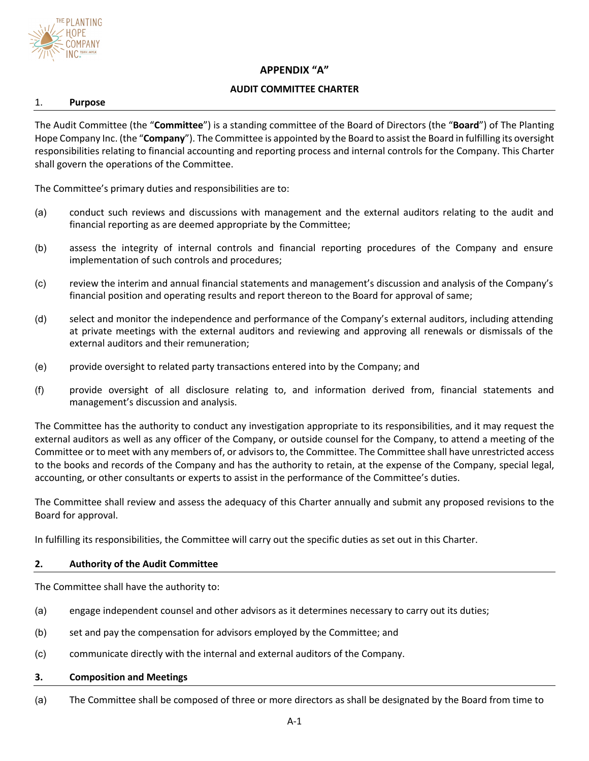# APPENDIX "A"

## AUDIT COMMITTEE CHARTER

### 1. Purpose

The Audit Committee (the "**Committee**") is a standing committee of the Board of Directors (the "**Board**") of The Planting Hope Company Inc. (the "**Company**"). The Committee is appointed by the Board to assist the Board in fulfilling its oversight responsibilities relating to financial accounting and reporting process and internal controls for the Company. This Charter shall govern the operations of the Committee.

The Committee's primary duties and responsibilities are to:

(a) conduct such reviews and discussions with management and the external auditors relating to the audit and financial reporting as are deemed appropriate by the Committee;

(b) assess the integrity of internal controls and financial reporting procedures of the Company and ensure implementation of such controls and procedures;

(c) review the interim and annual financial statements and management's discussion and analysis of the Company's financial position and operating results and report thereon to the Board for approval of same;

(d) select and monitor the independence and performance of the Company's external auditors, including attending at private meetings with the external auditors and reviewing and approving all renewals or dismissals of the external auditors and their remuneration;

(e) provide oversight to related party transactions entered into by the Company; and

(f) provide oversight of all disclosure relating to, and information derived from, financial statements and management's discussion and analysis.

The Committee has the authority to conduct any investigation appropriate to its responsibilities, and it may request the external auditors as well as any officer of the Company, or outside counsel for the Company, to attend a meeting of the Committee or to meet with any members of, or advisors to, the Committee. The Committee shall have unrestricted access to the books and records of the Company and has the authority to retain, at the expense of the Company, special legal, accounting, or other consultants or experts to assist in the performance of the Committee's duties.

The Committee shall review and assess the adequacy of this Charter annually and submit any proposed revisions to the Board for approval.

In fulfilling its responsibilities, the Committee will carry out the specific duties as set out in this Charter.

### 2. Authority of the Audit Committee

The Committee shall have the authority to:

(a) engage independent counsel and other advisors as it determines necessary to carry out its duties;

(b) set and pay the compensation for advisors employed by the Committee; and

(c) communicate directly with the internal and external auditors of the Company.

### 3. Composition and Meetings

(a) The Committee shall be composed of three or more directors as shall be designated by the Board from time to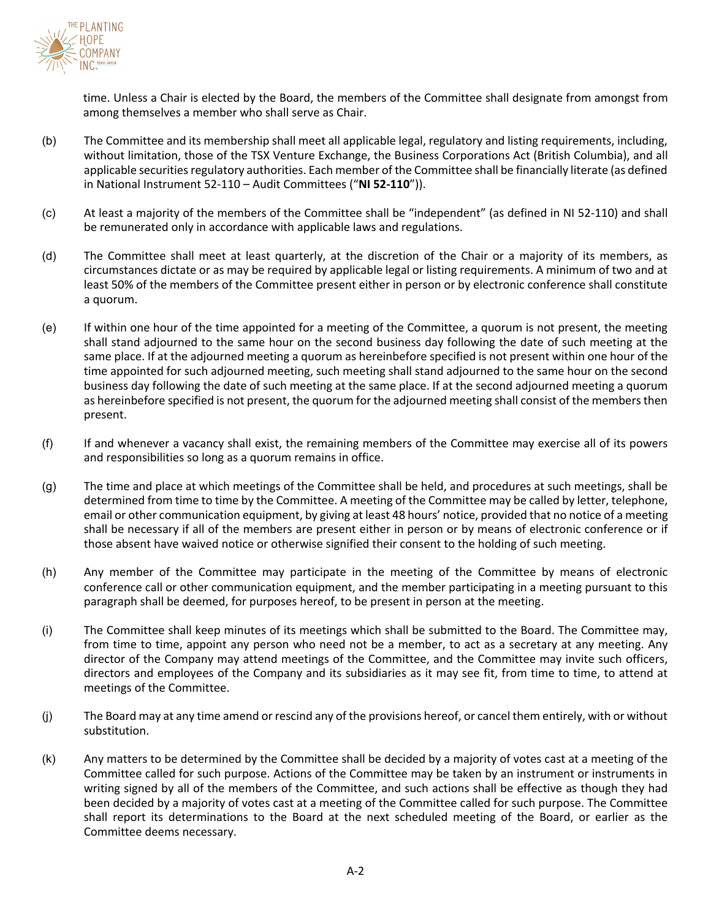time. Unless a Chair is elected by the Board, the members of the Committee shall designate from amongst from among themselves a member who shall serve as Chair.

(b) The Committee and its membership shall meet all applicable legal, regulatory and listing requirements, including, without limitation, those of the TSX Venture Exchange, the Business Corporations Act (British Columbia), and all applicable securities regulatory authorities. Each member of the Committee shall be financially literate (as defined in National Instrument 52-110 – Audit Committees ("**NI 52-110**")).

(c) At least a majority of the members of the Committee shall be "independent" (as defined in NI 52-110) and shall be remunerated only in accordance with applicable laws and regulations.

(d) The Committee shall meet at least quarterly, at the discretion of the Chair or a majority of its members, as circumstances dictate or as may be required by applicable legal or listing requirements. A minimum of two and at least 50% of the members of the Committee present either in person or by electronic conference shall constitute a quorum.

(e) If within one hour of the time appointed for a meeting of the Committee, a quorum is not present, the meeting shall stand adjourned to the same hour on the second business day following the date of such meeting at the same place. If at the adjourned meeting a quorum as hereinbefore specified is not present within one hour of the time appointed for such adjourned meeting, such meeting shall stand adjourned to the same hour on the second business day following the date of such meeting at the same place. If at the second adjourned meeting a quorum as hereinbefore specified is not present, the quorum for the adjourned meeting shall consist of the members then present.

(f) If and whenever a vacancy shall exist, the remaining members of the Committee may exercise all of its powers and responsibilities so long as a quorum remains in office.

(g) The time and place at which meetings of the Committee shall be held, and procedures at such meetings, shall be determined from time to time by the Committee. A meeting of the Committee may be called by letter, telephone, email or other communication equipment, by giving at least 48 hours' notice, provided that no notice of a meeting shall be necessary if all of the members are present either in person or by means of electronic conference or if those absent have waived notice or otherwise signified their consent to the holding of such meeting.

(h) Any member of the Committee may participate in the meeting of the Committee by means of electronic conference call or other communication equipment, and the member participating in a meeting pursuant to this paragraph shall be deemed, for purposes hereof, to be present in person at the meeting.

(i) The Committee shall keep minutes of its meetings which shall be submitted to the Board. The Committee may, from time to time, appoint any person who need not be a member, to act as a secretary at any meeting. Any director of the Company may attend meetings of the Committee, and the Committee may invite such officers, directors and employees of the Company and its subsidiaries as it may see fit, from time to time, to attend at meetings of the Committee.

(j) The Board may at any time amend or rescind any of the provisions hereof, or cancel them entirely, with or without substitution.

(k) Any matters to be determined by the Committee shall be decided by a majority of votes cast at a meeting of the Committee called for such purpose. Actions of the Committee may be taken by an instrument or instruments in writing signed by all of the members of the Committee, and such actions shall be effective as though they had been decided by a majority of votes cast at a meeting of the Committee called for such purpose. The Committee shall report its determinations to the Board at the next scheduled meeting of the Board, or earlier as the Committee deems necessary.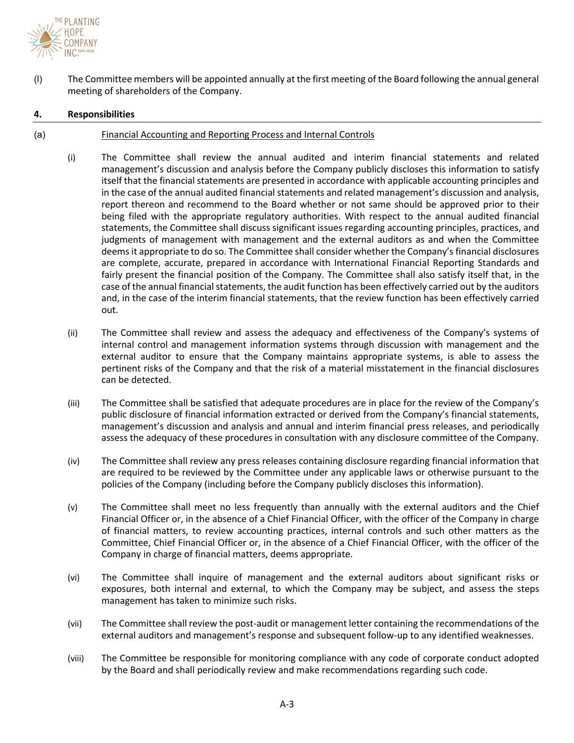(l) The Committee members will be appointed annually at the first meeting of the Board following the annual general meeting of shareholders of the Company.

**4. Responsibilities**

(a) Financial Accounting and Reporting Process and Internal Controls

(i) The Committee shall review the annual audited and interim financial statements and related management's discussion and analysis before the Company publicly discloses this information to satisfy itself that the financial statements are presented in accordance with applicable accounting principles and in the case of the annual audited financial statements and related management's discussion and analysis, report thereon and recommend to the Board whether or not same should be approved prior to their being filed with the appropriate regulatory authorities. With respect to the annual audited financial statements, the Committee shall discuss significant issues regarding accounting principles, practices, and judgments of management with management and the external auditors as and when the Committee deems it appropriate to do so. The Committee shall consider whether the Company's financial disclosures are complete, accurate, prepared in accordance with International Financial Reporting Standards and fairly present the financial position of the Company. The Committee shall also satisfy itself that, in the case of the annual financial statements, the audit function has been effectively carried out by the auditors and, in the case of the interim financial statements, that the review function has been effectively carried out.

(ii) The Committee shall review and assess the adequacy and effectiveness of the Company's systems of internal control and management information systems through discussion with management and the external auditor to ensure that the Company maintains appropriate systems, is able to assess the pertinent risks of the Company and that the risk of a material misstatement in the financial disclosures can be detected.

(iii) The Committee shall be satisfied that adequate procedures are in place for the review of the Company's public disclosure of financial information extracted or derived from the Company's financial statements, management's discussion and analysis and annual and interim financial press releases, and periodically assess the adequacy of these procedures in consultation with any disclosure committee of the Company.

(iv) The Committee shall review any press releases containing disclosure regarding financial information that are required to be reviewed by the Committee under any applicable laws or otherwise pursuant to the policies of the Company (including before the Company publicly discloses this information).

(v) The Committee shall meet no less frequently than annually with the external auditors and the Chief Financial Officer or, in the absence of a Chief Financial Officer, with the officer of the Company in charge of financial matters, to review accounting practices, internal controls and such other matters as the Committee, Chief Financial Officer or, in the absence of a Chief Financial Officer, with the officer of the Company in charge of financial matters, deems appropriate.

(vi) The Committee shall inquire of management and the external auditors about significant risks or exposures, both internal and external, to which the Company may be subject, and assess the steps management has taken to minimize such risks.

(vii) The Committee shall review the post-audit or management letter containing the recommendations of the external auditors and management's response and subsequent follow-up to any identified weaknesses.

(viii) The Committee be responsible for monitoring compliance with any code of corporate conduct adopted by the Board and shall periodically review and make recommendations regarding such code.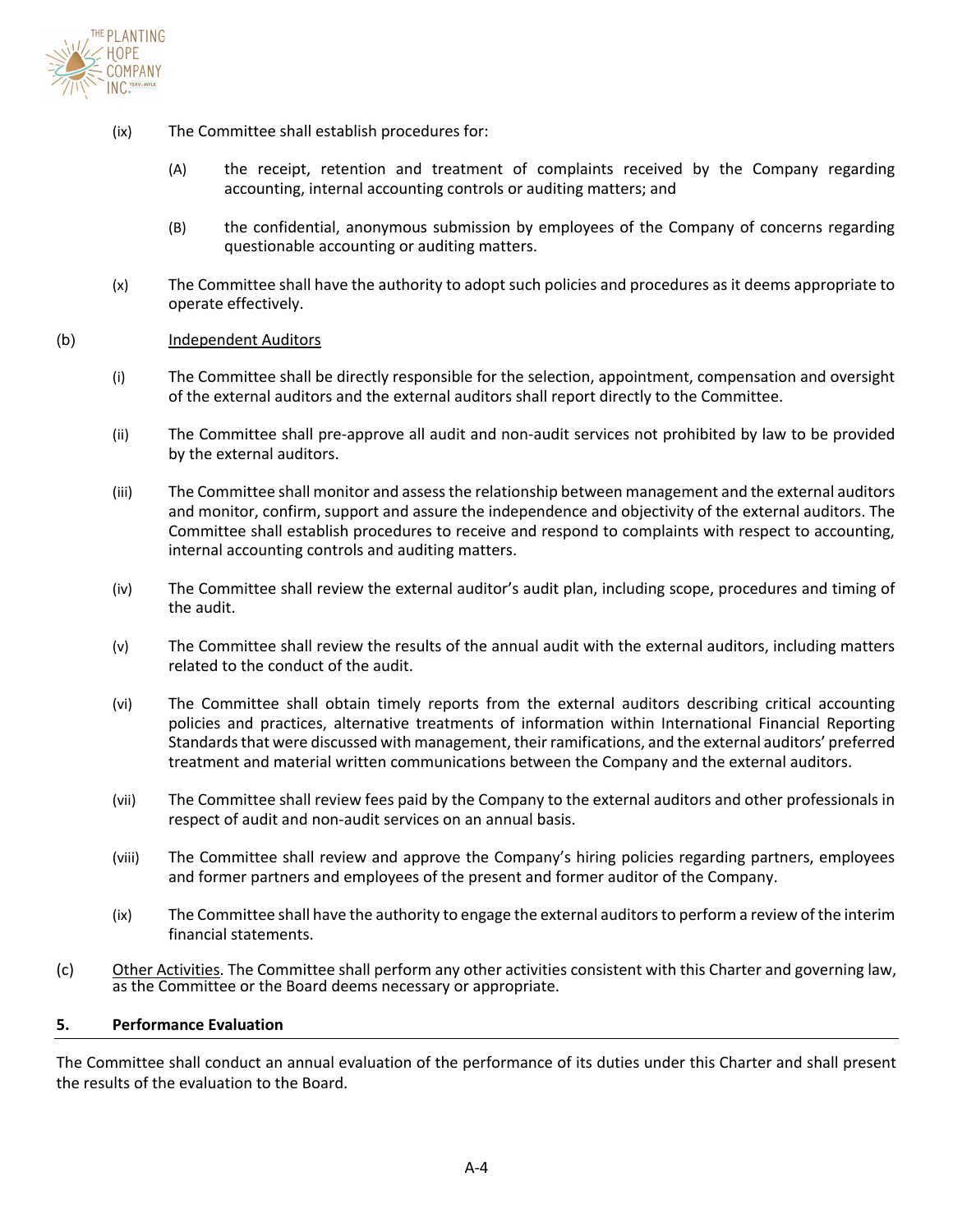(ix) The Committee shall establish procedures for:

(A) the receipt, retention and treatment of complaints received by the Company regarding accounting, internal accounting controls or auditing matters; and

(B) the confidential, anonymous submission by employees of the Company of concerns regarding questionable accounting or auditing matters.

(x) The Committee shall have the authority to adopt such policies and procedures as it deems appropriate to operate effectively.

(b) Independent Auditors

(i) The Committee shall be directly responsible for the selection, appointment, compensation and oversight of the external auditors and the external auditors shall report directly to the Committee.

(ii) The Committee shall pre-approve all audit and non-audit services not prohibited by law to be provided by the external auditors.

(iii) The Committee shall monitor and assess the relationship between management and the external auditors and monitor, confirm, support and assure the independence and objectivity of the external auditors. The Committee shall establish procedures to receive and respond to complaints with respect to accounting, internal accounting controls and auditing matters.

(iv) The Committee shall review the external auditor's audit plan, including scope, procedures and timing of the audit.

(v) The Committee shall review the results of the annual audit with the external auditors, including matters related to the conduct of the audit.

(vi) The Committee shall obtain timely reports from the external auditors describing critical accounting policies and practices, alternative treatments of information within International Financial Reporting Standards that were discussed with management, their ramifications, and the external auditors' preferred treatment and material written communications between the Company and the external auditors.

(vii) The Committee shall review fees paid by the Company to the external auditors and other professionals in respect of audit and non-audit services on an annual basis.

(viii) The Committee shall review and approve the Company's hiring policies regarding partners, employees and former partners and employees of the present and former auditor of the Company.

(ix) The Committee shall have the authority to engage the external auditors to perform a review of the interim financial statements.

(c) Other Activities. The Committee shall perform any other activities consistent with this Charter and governing law, as the Committee or the Board deems necessary or appropriate.

## 5. Performance Evaluation

The Committee shall conduct an annual evaluation of the performance of its duties under this Charter and shall present the results of the evaluation to the Board.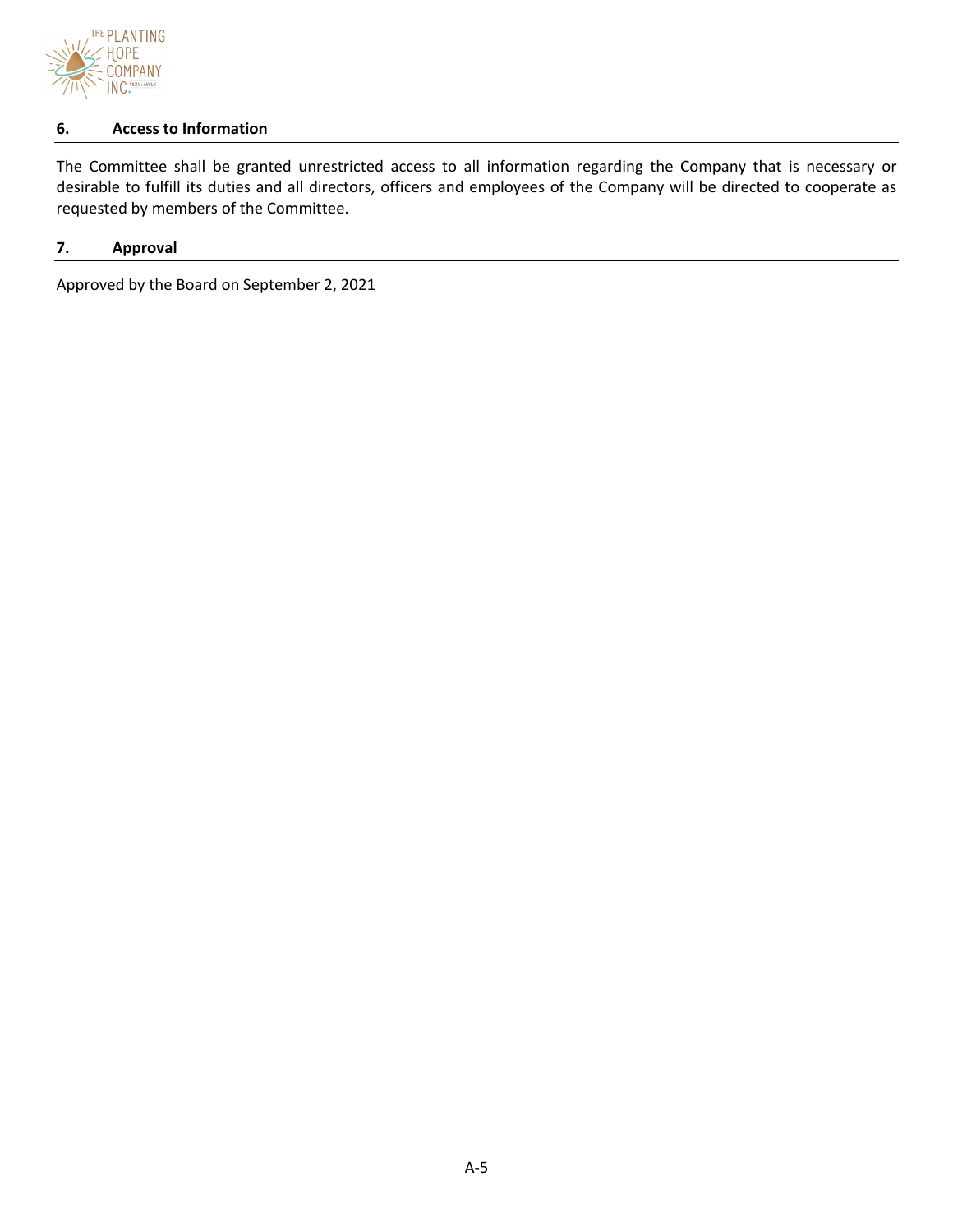## 6. Access to Information

The Committee shall be granted unrestricted access to all information regarding the Company that is necessary or desirable to fulfill its duties and all directors, officers and employees of the Company will be directed to cooperate as requested by members of the Committee.

## 7. Approval

Approved by the Board on September 2, 2021